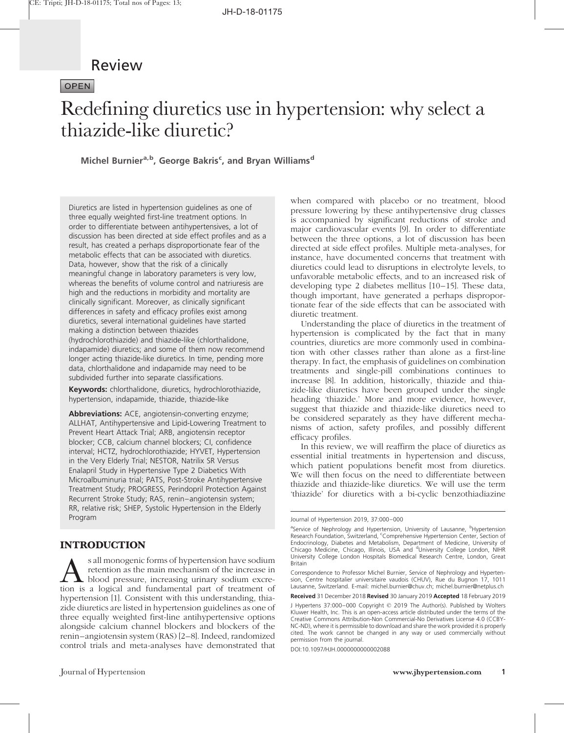Review

OPEN

# Redefining diuretics use in hypertension: why select a thiazide-like diuretic?

**Michel Burnier[a,b], George Bakris[c], and Bryan Williams[d]**

Diuretics are listed in hypertension guidelines as one of three equally weighted first-line treatment options. In order to differentiate between antihypertensives, a lot of discussion has been directed at side effect profiles and as a result, has created a perhaps disproportionate fear of the metabolic effects that can be associated with diuretics. Data, however, show that the risk of a clinically meaningful change in laboratory parameters is very low, whereas the benefits of volume control and natriuresis are high and the reductions in morbidity and mortality are clinically significant. Moreover, as clinically significant differences in safety and efficacy profiles exist among diuretics, several international guidelines have started making a distinction between thiazides (hydrochlorothiazide) and thiazide-like (chlorthalidone, indapamide) diuretics; and some of them now recommend longer acting thiazide-like diuretics. In time, pending more data, chlorthalidone and indapamide may need to be subdivided further into separate classifications.

**Keywords:** chlorthalidone, diuretics, hydrochlorothiazide, hypertension, indapamide, thiazide, thiazide-like

**Abbreviations:** ACE, angiotensin-converting enzyme; ALLHAT, Antihypertensive and Lipid-Lowering Treatment to Prevent Heart Attack Trial; ARB, angiotensin receptor blocker; CCB, calcium channel blockers; CI, confidence interval; HCTZ, hydrochlorothiazide; HYVET, Hypertension in the Very Elderly Trial; NESTOR, Natrilix SR Versus Enalapril Study in Hypertensive Type 2 Diabetics With Microalbuminuria trial; PATS, Post-Stroke Antihypertensive Treatment Study; PROGRESS, Perindopril Protection Against Recurrent Stroke Study; RAS, renin–angiotensin system; RR, relative risk; SHEP, Systolic Hypertension in the Elderly Program

## INTRODUCTION

As all monogenic forms of hypertension have sodium retention as the main mechanism of the increase in blood pressure, increasing urinary sodium excretion is a logical and fundamental part of treatment of hypertension [1]. Consistent with this understanding, thiazide diuretics are listed in hypertension guidelines as one of three equally weighted first-line antihypertensive options alongside calcium channel blockers and blockers of the renin–angiotensin system (RAS) [2–8]. Indeed, randomized control trials and meta-analyses have demonstrated that when compared with placebo or no treatment, blood pressure lowering by these antihypertensive drug classes is accompanied by significant reductions of stroke and major cardiovascular events [9]. In order to differentiate between the three options, a lot of discussion has been directed at side effect profiles. Multiple meta-analyses, for instance, have documented concerns that treatment with diuretics could lead to disruptions in electrolyte levels, to unfavorable metabolic effects, and to an increased risk of developing type 2 diabetes mellitus [10–15]. These data, though important, have generated a perhaps disproportionate fear of the side effects that can be associated with diuretic treatment.

Understanding the place of diuretics in the treatment of hypertension is complicated by the fact that in many countries, diuretics are more commonly used in combination with other classes rather than alone as a first-line therapy. In fact, the emphasis of guidelines on combination treatments and single-pill combinations continues to increase [8]. In addition, historically, thiazide and thiazide-like diuretics have been grouped under the single heading 'thiazide.' More and more evidence, however, suggest that thiazide and thiazide-like diuretics need to be considered separately as they have different mechanisms of action, safety profiles, and possibly different efficacy profiles.

In this review, we will reaffirm the place of diuretics as essential initial treatments in hypertension and discuss, which patient populations benefit most from diuretics. We will then focus on the need to differentiate between thiazide and thiazide-like diuretics. We will use the term 'thiazide' for diuretics with a bi-cyclic benzothiadiazine

Journal of Hypertension 2019, 37:000–000

[a]Service of Nephrology and Hypertension, University of Lausanne, [b]Hypertension Research Foundation, Switzerland, [c]Comprehensive Hypertension Center, Section of Endocrinology, Diabetes and Metabolism, Department of Medicine, University of Chicago Medicine, Chicago, Illinois, USA and [d]University College London, NIHR University College London Hospitals Biomedical Research Centre, London, Great Britain

Correspondence to Professor Michel Burnier, Service of Nephrology and Hypertension, Centre hospitalier universitaire vaudois (CHUV), Rue du Bugnon 17, 1011 Lausanne, Switzerland. E-mail: michel.burnier@chuv.ch; michel.burnier@netplus.ch

**Received** 31 December 2018 **Revised** 30 January 2019 **Accepted** 18 February 2019

J Hypertens 37:000–000 Copyright © 2019 The Author(s). Published by Wolters Kluwer Health, Inc. This is an open-access article distributed under the terms of the Creative Commons Attribution-Non Commercial-No Derivatives License 4.0 (CCBY-NC-ND), where it is permissible to download and share the work provided it is properly cited. The work cannot be changed in any way or used commercially without permission from the journal.

DOI:10.1097/HJH.0000000000002088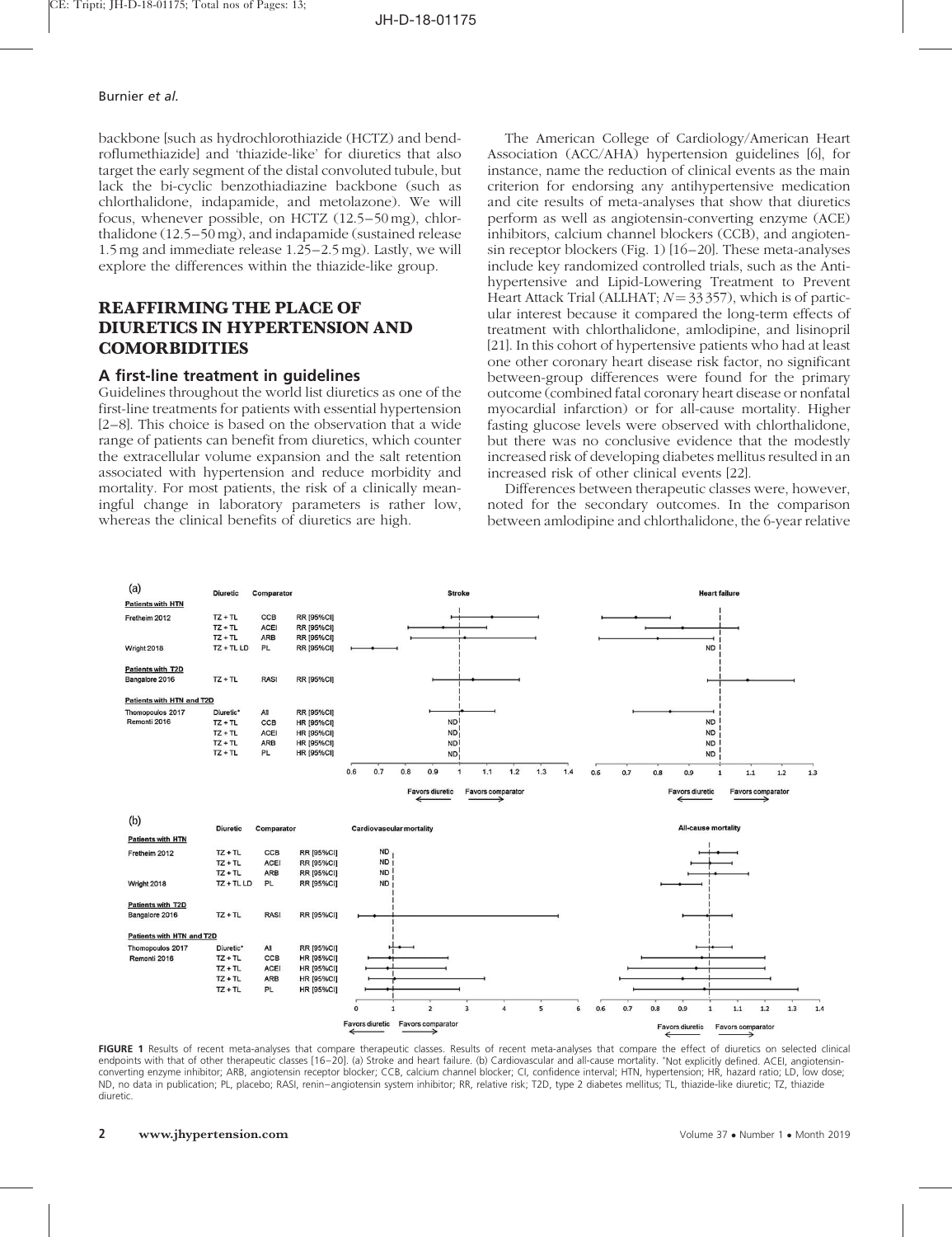backbone [such as hydrochlorothiazide (HCTZ) and bendroflumethiazide] and ‘thiazide-like’ for diuretics that also target the early segment of the distal convoluted tubule, but lack the bi-cyclic benzothiadiazine backbone (such as chlorthalidone, indapamide, and metolazone). We will focus, whenever possible, on HCTZ (12.5–50 mg), chlorthalidone (12.5–50 mg), and indapamide (sustained release 1.5 mg and immediate release 1.25–2.5 mg). Lastly, we will explore the differences within the thiazide-like group.

## REAFFIRMING THE PLACE OF DIURETICS IN HYPERTENSION AND COMORBIDITIES

### A first-line treatment in guidelines

Guidelines throughout the world list diuretics as one of the first-line treatments for patients with essential hypertension [2–8]. This choice is based on the observation that a wide range of patients can benefit from diuretics, which counter the extracellular volume expansion and the salt retention associated with hypertension and reduce morbidity and mortality. For most patients, the risk of a clinically meaningful change in laboratory parameters is rather low, whereas the clinical benefits of diuretics are high.

The American College of Cardiology/American Heart Association (ACC/AHA) hypertension guidelines [6], for instance, name the reduction of clinical events as the main criterion for endorsing any antihypertensive medication and cite results of meta-analyses that show that diuretics perform as well as angiotensin-converting enzyme (ACE) inhibitors, calcium channel blockers (CCB), and angiotensin receptor blockers (Fig. 1) [16–20]. These meta-analyses include key randomized controlled trials, such as the Antihypertensive and Lipid-Lowering Treatment to Prevent Heart Attack Trial (ALLHAT; $N = 33\,357$), which is of particular interest because it compared the long-term effects of treatment with chlorthalidone, amlodipine, and lisinopril [21]. In this cohort of hypertensive patients who had at least one other coronary heart disease risk factor, no significant between-group differences were found for the primary outcome (combined fatal coronary heart disease or nonfatal myocardial infarction) or for all-cause mortality. Higher fasting glucose levels were observed with chlorthalidone, but there was no conclusive evidence that the modestly increased risk of developing diabetes mellitus resulted in an increased risk of other clinical events [22].

Differences between therapeutic classes were, however, noted for the secondary outcomes. In the comparison between amlodipine and chlorthalidone, the 6-year relative

(a)

Diuretic | Comparator | Stroke | Heart failure

Patients with HTN
Fretheim 2012 — TZ + TL, CCB, RR [95%CI]; TZ + TL, ACEI, RR [95%CI]; TZ + TL, ARB, RR [95%CI]
Wright 2018 — TZ + TL LD, PL, RR [95%CI] — ND (Heart failure)

Patients with T2D
Bangalore 2016 — TZ + TL, RASI, RR [95%CI]

Patients with HTN and T2D
Thomopoulos 2017 — Diuretic*, All, RR [95%CI]
Remonti 2016 — TZ + TL, CCB, HR [95%CI]; TZ + TL, ACEI, HR [95%CI]; TZ + TL, ARB, HR [95%CI]; TZ + TL, PL, HR [95%CI] — ND

0.6 0.7 0.8 0.9 1 1.1 1.2 1.3 1.4

Favors diuretic / Favors comparator

(b)

Diuretic | Comparator | Cardiovascular mortality | All-cause mortality

Patients with HTN
Fretheim 2012 — TZ + TL, CCB, RR [95%CI]; TZ + TL, ACEI, RR [95%CI]; TZ + TL, ARB, RR [95%CI] — ND (Cardiovascular mortality)
Wright 2018 — TZ + TL LD, PL, RR [95%CI] — ND (Cardiovascular mortality)

Patients with T2D
Bangalore 2016 — TZ + TL, RASI, RR [95%CI]

Patients with HTN and T2D
Thomopoulos 2017 — Diuretic*, All, RR [95%CI]
Remonti 2016 — TZ + TL, CCB, HR [95%CI]; TZ + TL, ACEI, HR [95%CI]; TZ + TL, ARB, HR [95%CI]; TZ + TL, PL, HR [95%CI]

0 1 2 3 4 5 6 / 0.6 0.7 0.8 0.9 1 1.1 1.2 1.3 1.4

Favors diuretic / Favors comparator

FIGURE 1 Results of recent meta-analyses that compare therapeutic classes. Results of recent meta-analyses that compare the effect of diuretics on selected clinical endpoints with that of other therapeutic classes [16–20]. (a) Stroke and heart failure. (b) Cardiovascular and all-cause mortality. *Not explicitly defined. ACEI, angiotensin-converting enzyme inhibitor; ARB, angiotensin receptor blocker; CCB, calcium channel blocker; CI, confidence interval; HTN, hypertension; HR, hazard ratio; LD, low dose; ND, no data in publication; PL, placebo; RASI, renin–angiotensin system inhibitor; RR, relative risk; T2D, type 2 diabetes mellitus; TL, thiazide-like diuretic; TZ, thiazide diuretic.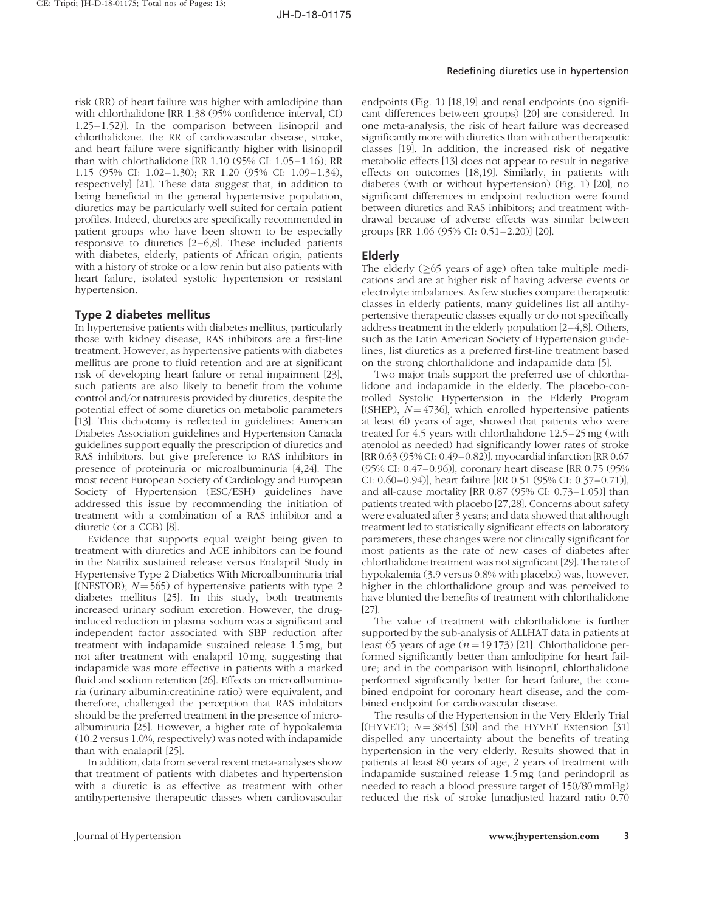risk (RR) of heart failure was higher with amlodipine than with chlorthalidone [RR 1.38 (95% confidence interval, CI) 1.25–1.52)]. In the comparison between lisinopril and chlorthalidone, the RR of cardiovascular disease, stroke, and heart failure were significantly higher with lisinopril than with chlorthalidone [RR 1.10 (95% CI: 1.05–1.16); RR 1.15 (95% CI: 1.02–1.30); RR 1.20 (95% CI: 1.09–1.34), respectively] [21]. These data suggest that, in addition to being beneficial in the general hypertensive population, diuretics may be particularly well suited for certain patient profiles. Indeed, diuretics are specifically recommended in patient groups who have been shown to be especially responsive to diuretics [2–6,8]. These included patients with diabetes, elderly, patients of African origin, patients with a history of stroke or a low renin but also patients with heart failure, isolated systolic hypertension or resistant hypertension.

## Type 2 diabetes mellitus

In hypertensive patients with diabetes mellitus, particularly those with kidney disease, RAS inhibitors are a first-line treatment. However, as hypertensive patients with diabetes mellitus are prone to fluid retention and are at significant risk of developing heart failure or renal impairment [23], such patients are also likely to benefit from the volume control and/or natriuresis provided by diuretics, despite the potential effect of some diuretics on metabolic parameters [13]. This dichotomy is reflected in guidelines: American Diabetes Association guidelines and Hypertension Canada guidelines support equally the prescription of diuretics and RAS inhibitors, but give preference to RAS inhibitors in presence of proteinuria or microalbuminuria [4,24]. The most recent European Society of Cardiology and European Society of Hypertension (ESC/ESH) guidelines have addressed this issue by recommending the initiation of treatment with a combination of a RAS inhibitor and a diuretic (or a CCB) [8].

Evidence that supports equal weight being given to treatment with diuretics and ACE inhibitors can be found in the Natrilix sustained release versus Enalapril Study in Hypertensive Type 2 Diabetics With Microalbuminuria trial [(NESTOR); $N = 565$) of hypertensive patients with type 2 diabetes mellitus [25]. In this study, both treatments increased urinary sodium excretion. However, the drug-induced reduction in plasma sodium was a significant and independent factor associated with SBP reduction after treatment with indapamide sustained release 1.5 mg, but not after treatment with enalapril 10 mg, suggesting that indapamide was more effective in patients with a marked fluid and sodium retention [26]. Effects on microalbuminuria (urinary albumin:creatinine ratio) were equivalent, and therefore, challenged the perception that RAS inhibitors should be the preferred treatment in the presence of microalbuminuria [25]. However, a higher rate of hypokalemia (10.2 versus 1.0%, respectively) was noted with indapamide than with enalapril [25].

In addition, data from several recent meta-analyses show that treatment of patients with diabetes and hypertension with a diuretic is as effective as treatment with other antihypertensive therapeutic classes when cardiovascular endpoints (Fig. 1) [18,19] and renal endpoints (no significant differences between groups) [20] are considered. In one meta-analysis, the risk of heart failure was decreased significantly more with diuretics than with other therapeutic classes [19]. In addition, the increased risk of negative metabolic effects [13] does not appear to result in negative effects on outcomes [18,19]. Similarly, in patients with diabetes (with or without hypertension) (Fig. 1) [20], no significant differences in endpoint reduction were found between diuretics and RAS inhibitors; and treatment withdrawal because of adverse effects was similar between groups [RR 1.06 (95% CI: 0.51–2.20)] [20].

## Elderly

The elderly ($\geq$65 years of age) often take multiple medications and are at higher risk of having adverse events or electrolyte imbalances. As few studies compare therapeutic classes in elderly patients, many guidelines list all antihypertensive therapeutic classes equally or do not specifically address treatment in the elderly population [2–4,8]. Others, such as the Latin American Society of Hypertension guidelines, list diuretics as a preferred first-line treatment based on the strong chlorthalidone and indapamide data [5].

Two major trials support the preferred use of chlorthalidone and indapamide in the elderly. The placebo-controlled Systolic Hypertension in the Elderly Program [(SHEP), $N = 4736$], which enrolled hypertensive patients at least 60 years of age, showed that patients who were treated for 4.5 years with chlorthalidone 12.5–25 mg (with atenolol as needed) had significantly lower rates of stroke [RR 0.63 (95% CI: 0.49–0.82)], myocardial infarction [RR 0.67 (95% CI: 0.47–0.96)], coronary heart disease [RR 0.75 (95% CI: 0.60–0.94)], heart failure [RR 0.51 (95% CI: 0.37–0.71)], and all-cause mortality [RR 0.87 (95% CI: 0.73–1.05)] than patients treated with placebo [27,28]. Concerns about safety were evaluated after 3 years; and data showed that although treatment led to statistically significant effects on laboratory parameters, these changes were not clinically significant for most patients as the rate of new cases of diabetes after chlorthalidone treatment was not significant [29]. The rate of hypokalemia (3.9 versus 0.8% with placebo) was, however, higher in the chlorthalidone group and was perceived to have blunted the benefits of treatment with chlorthalidone [27].

The value of treatment with chlorthalidone is further supported by the sub-analysis of ALLHAT data in patients at least 65 years of age ($n = 19\,173$) [21]. Chlorthalidone performed significantly better than amlodipine for heart failure; and in the comparison with lisinopril, chlorthalidone performed significantly better for heart failure, the combined endpoint for coronary heart disease, and the combined endpoint for cardiovascular disease.

The results of the Hypertension in the Very Elderly Trial [(HYVET); $N = 3845$] [30] and the HYVET Extension [31] dispelled any uncertainty about the benefits of treating hypertension in the very elderly. Results showed that in patients at least 80 years of age, 2 years of treatment with indapamide sustained release 1.5 mg (and perindopril as needed to reach a blood pressure target of 150/80 mmHg) reduced the risk of stroke [unadjusted hazard ratio 0.70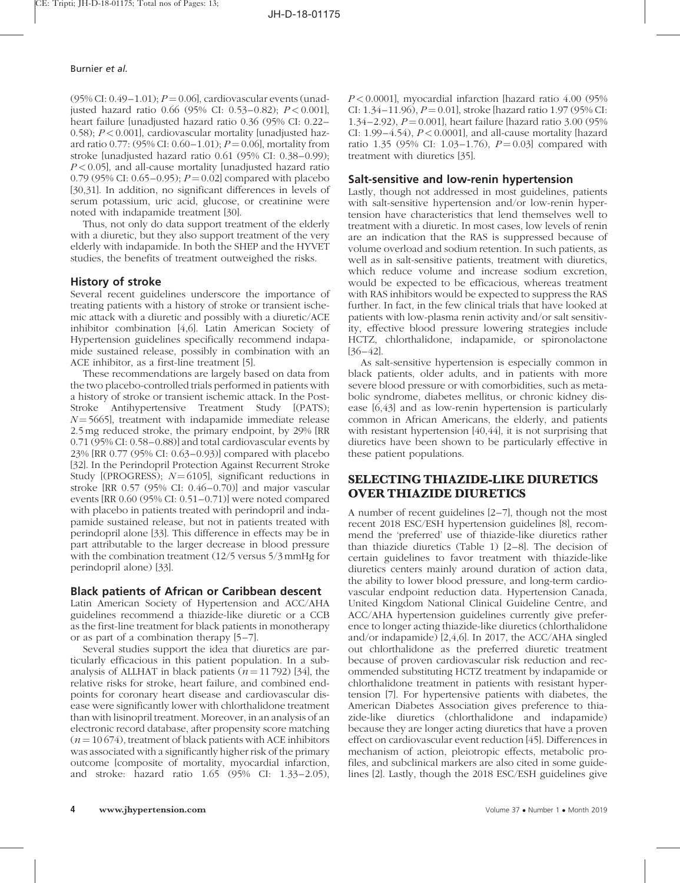(95% CI: 0.49–1.01); $P = 0.06$], cardiovascular events (unadjusted hazard ratio 0.66 (95% CI: 0.53–0.82); $P < 0.001$], heart failure [unadjusted hazard ratio 0.36 (95% CI: 0.22–0.58); $P < 0.001$], cardiovascular mortality [unadjusted hazard ratio 0.77: (95% CI: 0.60–1.01); $P = 0.06$], mortality from stroke [unadjusted hazard ratio 0.61 (95% CI: 0.38–0.99); $P < 0.05$], and all-cause mortality [unadjusted hazard ratio 0.79 (95% CI: 0.65–0.95); $P = 0.02$] compared with placebo [30,31]. In addition, no significant differences in levels of serum potassium, uric acid, glucose, or creatinine were noted with indapamide treatment [30].

Thus, not only do data support treatment of the elderly with a diuretic, but they also support treatment of the very elderly with indapamide. In both the SHEP and the HYVET studies, the benefits of treatment outweighed the risks.

### History of stroke

Several recent guidelines underscore the importance of treating patients with a history of stroke or transient ischemic attack with a diuretic and possibly with a diuretic/ACE inhibitor combination [4,6]. Latin American Society of Hypertension guidelines specifically recommend indapamide sustained release, possibly in combination with an ACE inhibitor, as a first-line treatment [5].

These recommendations are largely based on data from the two placebo-controlled trials performed in patients with a history of stroke or transient ischemic attack. In the Post-Stroke Antihypertensive Treatment Study [(PATS); $N = 5665$], treatment with indapamide immediate release 2.5 mg reduced stroke, the primary endpoint, by 29% [RR 0.71 (95% CI: 0.58–0.88)] and total cardiovascular events by 23% [RR 0.77 (95% CI: 0.63–0.93)] compared with placebo [32]. In the Perindopril Protection Against Recurrent Stroke Study [(PROGRESS); $N = 6105$], significant reductions in stroke [RR 0.57 (95% CI: 0.46–0.70)] and major vascular events [RR 0.60 (95% CI: 0.51–0.71)] were noted compared with placebo in patients treated with perindopril and indapamide sustained release, but not in patients treated with perindopril alone [33]. This difference in effects may be in part attributable to the larger decrease in blood pressure with the combination treatment (12/5 versus 5/3 mmHg for perindopril alone) [33].

### Black patients of African or Caribbean descent

Latin American Society of Hypertension and ACC/AHA guidelines recommend a thiazide-like diuretic or a CCB as the first-line treatment for black patients in monotherapy or as part of a combination therapy [5–7].

Several studies support the idea that diuretics are particularly efficacious in this patient population. In a subanalysis of ALLHAT in black patients ($n = 11\,792$) [34], the relative risks for stroke, heart failure, and combined endpoints for coronary heart disease and cardiovascular disease were significantly lower with chlorthalidone treatment than with lisinopril treatment. Moreover, in an analysis of an electronic record database, after propensity score matching ($n = 10\,674$), treatment of black patients with ACE inhibitors was associated with a significantly higher risk of the primary outcome [composite of mortality, myocardial infarction, and stroke: hazard ratio 1.65 (95% CI: 1.33–2.05), $P < 0.0001$], myocardial infarction [hazard ratio 4.00 (95% CI: 1.34–11.96), $P = 0.01$], stroke [hazard ratio 1.97 (95% CI: 1.34–2.92), $P = 0.001$], heart failure [hazard ratio 3.00 (95% CI: 1.99–4.54), $P < 0.0001$], and all-cause mortality [hazard ratio 1.35 (95% CI: 1.03–1.76), $P = 0.03$] compared with treatment with diuretics [35].

### Salt-sensitive and low-renin hypertension

Lastly, though not addressed in most guidelines, patients with salt-sensitive hypertension and/or low-renin hypertension have characteristics that lend themselves well to treatment with a diuretic. In most cases, low levels of renin are an indication that the RAS is suppressed because of volume overload and sodium retention. In such patients, as well as in salt-sensitive patients, treatment with diuretics, which reduce volume and increase sodium excretion, would be expected to be efficacious, whereas treatment with RAS inhibitors would be expected to suppress the RAS further. In fact, in the few clinical trials that have looked at patients with low-plasma renin activity and/or salt sensitivity, effective blood pressure lowering strategies include HCTZ, chlorthalidone, indapamide, or spironolactone [36–42].

As salt-sensitive hypertension is especially common in black patients, older adults, and in patients with more severe blood pressure or with comorbidities, such as metabolic syndrome, diabetes mellitus, or chronic kidney disease [6,43] and as low-renin hypertension is particularly common in African Americans, the elderly, and patients with resistant hypertension [40,44], it is not surprising that diuretics have been shown to be particularly effective in these patient populations.

## SELECTING THIAZIDE-LIKE DIURETICS OVER THIAZIDE DIURETICS

A number of recent guidelines [2–7], though not the most recent 2018 ESC/ESH hypertension guidelines [8], recommend the 'preferred' use of thiazide-like diuretics rather than thiazide diuretics (Table 1) [2–8]. The decision of certain guidelines to favor treatment with thiazide-like diuretics centers mainly around duration of action data, the ability to lower blood pressure, and long-term cardiovascular endpoint reduction data. Hypertension Canada, United Kingdom National Clinical Guideline Centre, and ACC/AHA hypertension guidelines currently give preference to longer acting thiazide-like diuretics (chlorthalidone and/or indapamide) [2,4,6]. In 2017, the ACC/AHA singled out chlorthalidone as the preferred diuretic treatment because of proven cardiovascular risk reduction and recommended substituting HCTZ treatment by indapamide or chlorthalidone treatment in patients with resistant hypertension [7]. For hypertensive patients with diabetes, the American Diabetes Association gives preference to thiazide-like diuretics (chlorthalidone and indapamide) because they are longer acting diuretics that have a proven effect on cardiovascular event reduction [45]. Differences in mechanism of action, pleiotropic effects, metabolic profiles, and subclinical markers are also cited in some guidelines [2]. Lastly, though the 2018 ESC/ESH guidelines give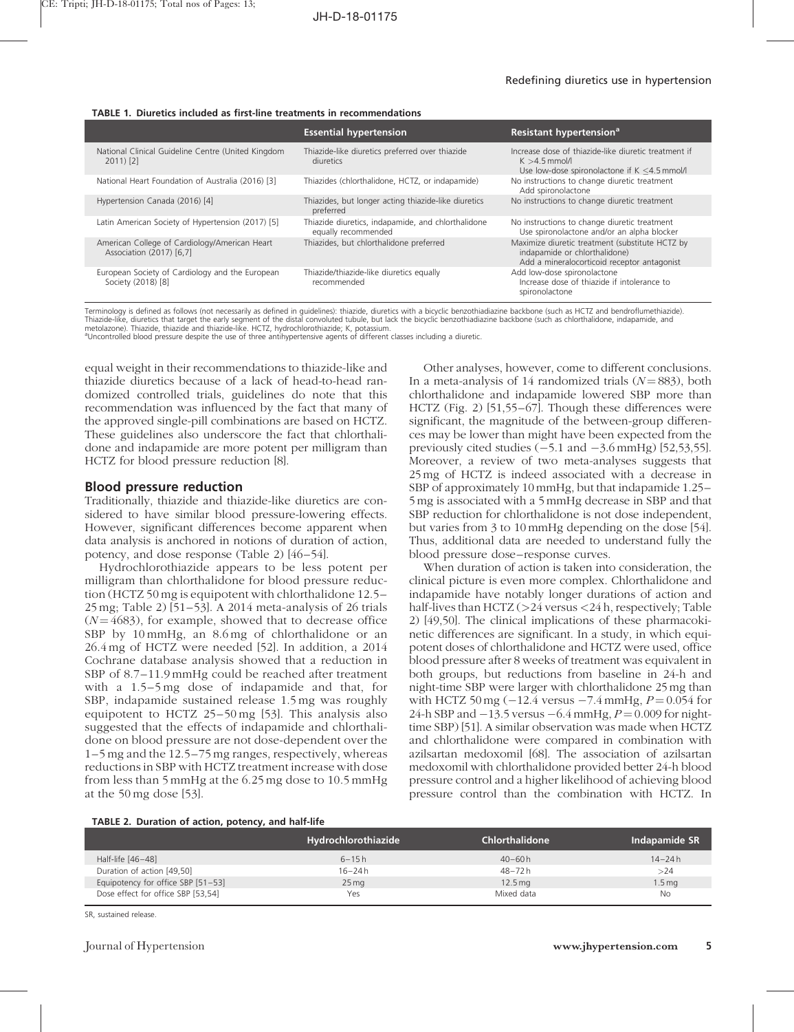TABLE 1. Diuretics included as first-line treatments in recommendations

| | Essential hypertension | Resistant hypertension[a] |
|---|---|---|
| National Clinical Guideline Centre (United Kingdom 2011) [2] | Thiazide-like diuretics preferred over thiazide diuretics | Increase dose of thiazide-like diuretic treatment if K >4.5 mmol/l<br>Use low-dose spironolactone if K ≤4.5 mmol/l |
| National Heart Foundation of Australia (2016) [3] | Thiazides (chlorthalidone, HCTZ, or indapamide) | No instructions to change diuretic treatment<br>Add spironolactone |
| Hypertension Canada (2016) [4] | Thiazides, but longer acting thiazide-like diuretics preferred | No instructions to change diuretic treatment |
| Latin American Society of Hypertension (2017) [5] | Thiazide diuretics, indapamide, and chlorthalidone equally recommended | No instructions to change diuretic treatment<br>Use spironolactone and/or an alpha blocker |
| American College of Cardiology/American Heart Association (2017) [6,7] | Thiazides, but chlorthalidone preferred | Maximize diuretic treatment (substitute HCTZ by indapamide or chlorthalidone)<br>Add a mineralocorticoid receptor antagonist |
| European Society of Cardiology and the European Society (2018) [8] | Thiazide/thiazide-like diuretics equally recommended | Add low-dose spironolactone<br>Increase dose of thiazide if intolerance to spironolactone |

Terminology is defined as follows (not necessarily as defined in guidelines): thiazide, diuretics with a bicyclic benzothiadiazine backbone (such as HCTZ and bendroflumethiazide). Thiazide-like, diuretics that target the early segment of the distal convoluted tubule, but lack the bicyclic benzothiadiazine backbone (such as chlorthalidone, indapamide, and metolazone). Thiazide, thiazide and thiazide-like. HCTZ, hydrochlorothiazide; K, potassium.
[a]Uncontrolled blood pressure despite the use of three antihypertensive agents of different classes including a diuretic.

equal weight in their recommendations to thiazide-like and thiazide diuretics because of a lack of head-to-head randomized controlled trials, guidelines do note that this recommendation was influenced by the fact that many of the approved single-pill combinations are based on HCTZ. These guidelines also underscore the fact that chlorthalidone and indapamide are more potent per milligram than HCTZ for blood pressure reduction [8].

## Blood pressure reduction

Traditionally, thiazide and thiazide-like diuretics are considered to have similar blood pressure-lowering effects. However, significant differences become apparent when data analysis is anchored in notions of duration of action, potency, and dose response (Table 2) [46–54].

Hydrochlorothiazide appears to be less potent per milligram than chlorthalidone for blood pressure reduction (HCTZ 50 mg is equipotent with chlorthalidone 12.5–25 mg; Table 2) [51–53]. A 2014 meta-analysis of 26 trials ($N = 4683$), for example, showed that to decrease office SBP by 10 mmHg, an 8.6 mg of chlorthalidone or an 26.4 mg of HCTZ were needed [52]. In addition, a 2014 Cochrane database analysis showed that a reduction in SBP of 8.7–11.9 mmHg could be reached after treatment with a 1.5–5 mg dose of indapamide and that, for SBP, indapamide sustained release 1.5 mg was roughly equipotent to HCTZ 25–50 mg [53]. This analysis also suggested that the effects of indapamide and chlorthalidone on blood pressure are not dose-dependent over the 1–5 mg and the 12.5–75 mg ranges, respectively, whereas reductions in SBP with HCTZ treatment increase with dose from less than 5 mmHg at the 6.25 mg dose to 10.5 mmHg at the 50 mg dose [53].

Other analyses, however, come to different conclusions. In a meta-analysis of 14 randomized trials ($N = 883$), both chlorthalidone and indapamide lowered SBP more than HCTZ (Fig. 2) [51,55–67]. Though these differences were significant, the magnitude of the between-group differences may be lower than might have been expected from the previously cited studies (−5.1 and −3.6 mmHg) [52,53,55]. Moreover, a review of two meta-analyses suggests that 25 mg of HCTZ is indeed associated with a decrease in SBP of approximately 10 mmHg, but that indapamide 1.25–5 mg is associated with a 5 mmHg decrease in SBP and that SBP reduction for chlorthalidone is not dose independent, but varies from 3 to 10 mmHg depending on the dose [54]. Thus, additional data are needed to understand fully the blood pressure dose–response curves.

When duration of action is taken into consideration, the clinical picture is even more complex. Chlorthalidone and indapamide have notably longer durations of action and half-lives than HCTZ (>24 versus <24 h, respectively; Table 2) [49,50]. The clinical implications of these pharmacokinetic differences are significant. In a study, in which equipotent doses of chlorthalidone and HCTZ were used, office blood pressure after 8 weeks of treatment was equivalent in both groups, but reductions from baseline in 24-h and night-time SBP were larger with chlorthalidone 25 mg than with HCTZ 50 mg (−12.4 versus −7.4 mmHg, $P = 0.054$ for 24-h SBP and −13.5 versus −6.4 mmHg, $P = 0.009$ for night-time SBP) [51]. A similar observation was made when HCTZ and chlorthalidone were compared in combination with azilsartan medoxomil [68]. The association of azilsartan medoxomil with chlorthalidone provided better 24-h blood pressure control and a higher likelihood of achieving blood pressure control than the combination with HCTZ. In

TABLE 2. Duration of action, potency, and half-life

| | Hydrochlorothiazide | Chlorthalidone | Indapamide SR |
|---|---|---|---|
| Half-life [46–48] | 6–15 h | 40–60 h | 14–24 h |
| Duration of action [49,50] | 16–24 h | 48–72 h | >24 |
| Equipotency for office SBP [51–53] | 25 mg | 12.5 mg | 1.5 mg |
| Dose effect for office SBP [53,54] | Yes | Mixed data | No |

SR, sustained release.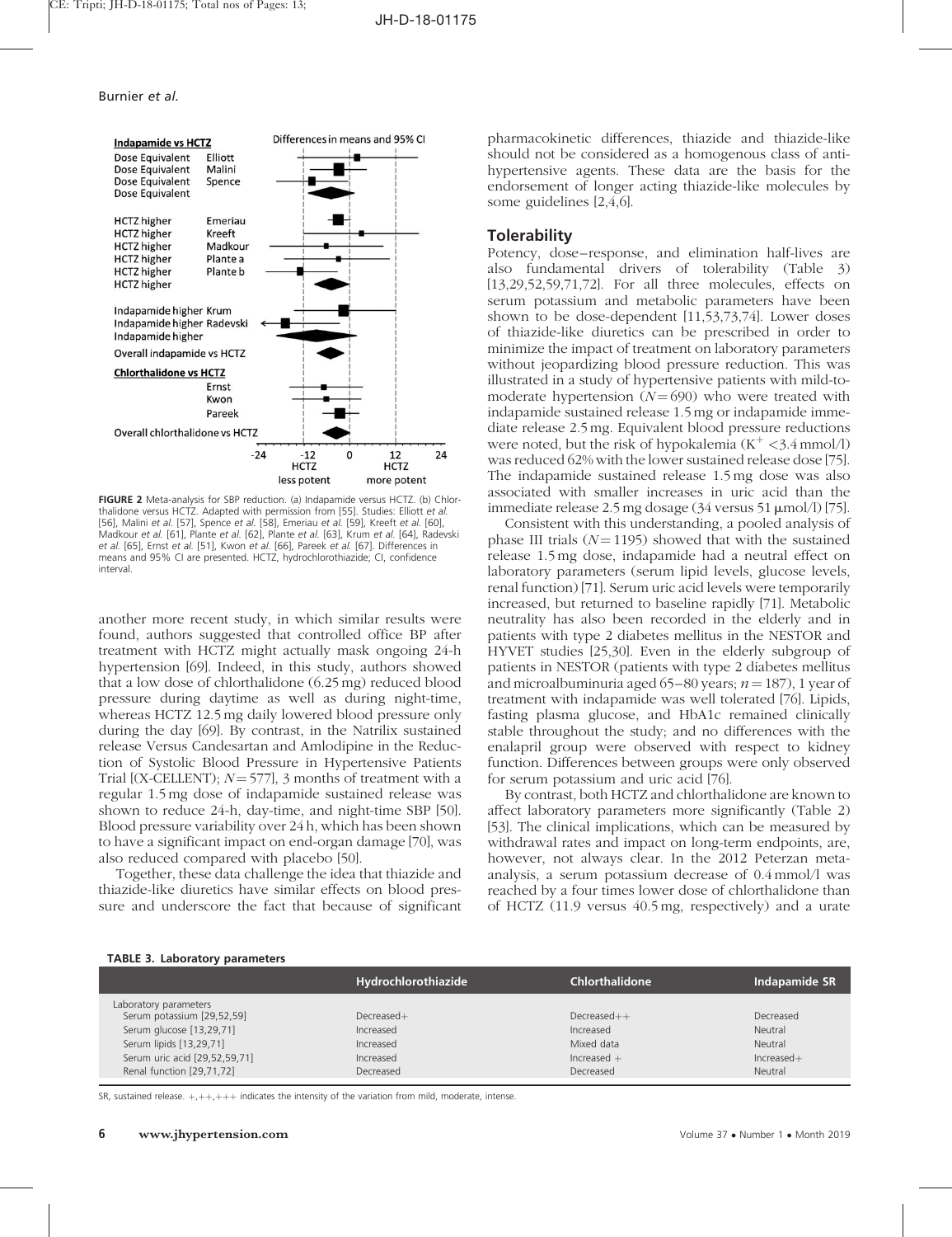Indapamide vs HCTZ

Differences in means and 95% CI

Dose Equivalent Elliott

Dose Equivalent Malini

Dose Equivalent Spence

Dose Equivalent

HCTZ higher Emeriau

HCTZ higher Kreeft

HCTZ higher Madkour

HCTZ higher Plante a

HCTZ higher Plante b

HCTZ higher

Indapamide higher Krum

Indapamide higher Radevski

Indapamide higher

Overall indapamide vs HCTZ

Chlorthalidone vs HCTZ

Ernst

Kwon

Pareek

Overall chlorthalidone vs HCTZ

-24 -12 0 12 24

HCTZ less potent

HCTZ more potent

FIGURE 2 Meta-analysis for SBP reduction. (a) Indapamide versus HCTZ. (b) Chlorthalidone versus HCTZ. Adapted with permission from [55]. Studies: Elliott *et al.* [56], Malini *et al.* [57], Spence *et al.* [58], Emeriau *et al.* [59], Kreeft *et al.* [60], Madkour *et al.* [61], Plante *et al.* [62], Plante *et al.* [63], Krum *et al.* [64], Radevski *et al.* [65], Ernst *et al.* [51], Kwon *et al.* [66], Pareek *et al.* [67]. Differences in means and 95% CI are presented. HCTZ, hydrochlorothiazide; CI, confidence interval.

another more recent study, in which similar results were found, authors suggested that controlled office BP after treatment with HCTZ might actually mask ongoing 24-h hypertension [69]. Indeed, in this study, authors showed that a low dose of chlorthalidone (6.25 mg) reduced blood pressure during daytime as well as during night-time, whereas HCTZ 12.5 mg daily lowered blood pressure only during the day [69]. By contrast, in the Natrilix sustained release Versus Candesartan and Amlodipine in the Reduction of Systolic Blood Pressure in Hypertensive Patients Trial [(X-CELLENT); $N = 577$], 3 months of treatment with a regular 1.5 mg dose of indapamide sustained release was shown to reduce 24-h, day-time, and night-time SBP [50]. Blood pressure variability over 24 h, which has been shown to have a significant impact on end-organ damage [70], was also reduced compared with placebo [50].

Together, these data challenge the idea that thiazide and thiazide-like diuretics have similar effects on blood pressure and underscore the fact that because of significant pharmacokinetic differences, thiazide and thiazide-like should not be considered as a homogenous class of antihypertensive agents. These data are the basis for the endorsement of longer acting thiazide-like molecules by some guidelines [2,4,6].

## Tolerability

Potency, dose–response, and elimination half-lives are also fundamental drivers of tolerability (Table 3) [13,29,52,59,71,72]. For all three molecules, effects on serum potassium and metabolic parameters have been shown to be dose-dependent [11,53,73,74]. Lower doses of thiazide-like diuretics can be prescribed in order to minimize the impact of treatment on laboratory parameters without jeopardizing blood pressure reduction. This was illustrated in a study of hypertensive patients with mild-to-moderate hypertension ($N = 690$) who were treated with indapamide sustained release 1.5 mg or indapamide immediate release 2.5 mg. Equivalent blood pressure reductions were noted, but the risk of hypokalemia ($K^+ < 3.4$ mmol/l) was reduced 62% with the lower sustained release dose [75]. The indapamide sustained release 1.5 mg dose was also associated with smaller increases in uric acid than the immediate release 2.5 mg dosage (34 versus 51 μmol/l) [75].

Consistent with this understanding, a pooled analysis of phase III trials ($N = 1195$) showed that with the sustained release 1.5 mg dose, indapamide had a neutral effect on laboratory parameters (serum lipid levels, glucose levels, renal function) [71]. Serum uric acid levels were temporarily increased, but returned to baseline rapidly [71]. Metabolic neutrality has also been recorded in the elderly and in patients with type 2 diabetes mellitus in the NESTOR and HYVET studies [25,30]. Even in the elderly subgroup of patients in NESTOR (patients with type 2 diabetes mellitus and microalbuminuria aged 65–80 years; $n = 187$), 1 year of treatment with indapamide was well tolerated [76]. Lipids, fasting plasma glucose, and HbA1c remained clinically stable throughout the study; and no differences with the enalapril group were observed with respect to kidney function. Differences between groups were only observed for serum potassium and uric acid [76].

By contrast, both HCTZ and chlorthalidone are known to affect laboratory parameters more significantly (Table 2) [53]. The clinical implications, which can be measured by withdrawal rates and impact on long-term endpoints, are, however, not always clear. In the 2012 Peterzan meta-analysis, a serum potassium decrease of 0.4 mmol/l was reached by a four times lower dose of chlorthalidone than of HCTZ (11.9 versus 40.5 mg, respectively) and a urate

**TABLE 3. Laboratory parameters**

| | Hydrochlorothiazide | Chlorthalidone | Indapamide SR |
|---|---|---|---|
| Laboratory parameters | | | |
| Serum potassium [29,52,59] | Decreased+ | Decreased++ | Decreased |
| Serum glucose [13,29,71] | Increased | Increased | Neutral |
| Serum lipids [13,29,71] | Increased | Mixed data | Neutral |
| Serum uric acid [29,52,59,71] | Increased | Increased + | Increased+ |
| Renal function [29,71,72] | Decreased | Decreased | Neutral |

SR, sustained release. +,++,+++ indicates the intensity of the variation from mild, moderate, intense.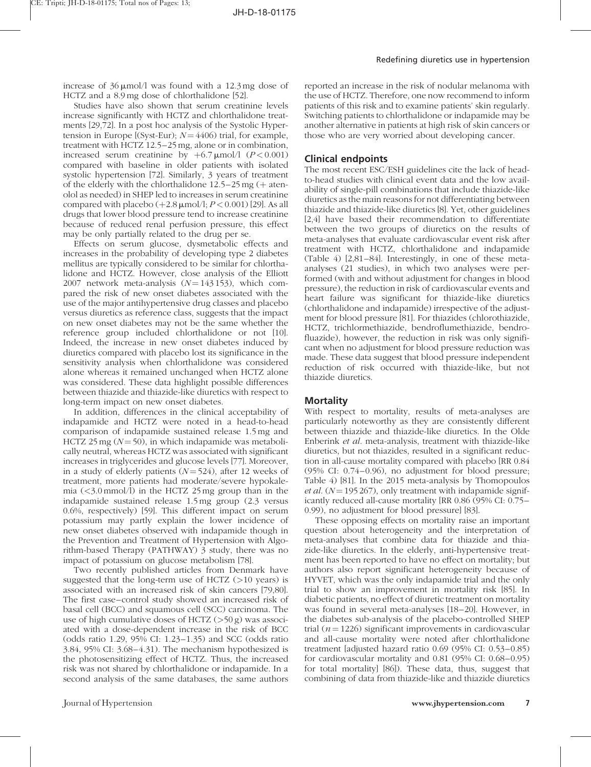increase of 36 μmol/l was found with a 12.3 mg dose of HCTZ and a 8.9 mg dose of chlorthalidone [52].

Studies have also shown that serum creatinine levels increase significantly with HCTZ and chlorthalidone treatments [29,72]. In a post hoc analysis of the Systolic Hypertension in Europe [(Syst-Eur); $N = 4406$) trial, for example, treatment with HCTZ 12.5–25 mg, alone or in combination, increased serum creatinine by +6.7 μmol/l ($P < 0.001$) compared with baseline in older patients with isolated systolic hypertension [72]. Similarly, 3 years of treatment of the elderly with the chlorthalidone 12.5–25 mg (+ atenolol as needed) in SHEP led to increases in serum creatinine compared with placebo (+2.8 μmol/l; $P < 0.001$) [29]. As all drugs that lower blood pressure tend to increase creatinine because of reduced renal perfusion pressure, this effect may be only partially related to the drug per se.

Effects on serum glucose, dysmetabolic effects and increases in the probability of developing type 2 diabetes mellitus are typically considered to be similar for chlorthalidone and HCTZ. However, close analysis of the Elliott 2007 network meta-analysis ($N = 143\,153$), which compared the risk of new onset diabetes associated with the use of the major antihypertensive drug classes and placebo versus diuretics as reference class, suggests that the impact on new onset diabetes may not be the same whether the reference group included chlorthalidone or not [10]. Indeed, the increase in new onset diabetes induced by diuretics compared with placebo lost its significance in the sensitivity analysis when chlorthalidone was considered alone whereas it remained unchanged when HCTZ alone was considered. These data highlight possible differences between thiazide and thiazide-like diuretics with respect to long-term impact on new onset diabetes.

In addition, differences in the clinical acceptability of indapamide and HCTZ were noted in a head-to-head comparison of indapamide sustained release 1.5 mg and HCTZ 25 mg ($N = 50$), in which indapamide was metabolically neutral, whereas HCTZ was associated with significant increases in triglycerides and glucose levels [77]. Moreover, in a study of elderly patients ($N = 524$), after 12 weeks of treatment, more patients had moderate/severe hypokalemia (<3.0 mmol/l) in the HCTZ 25 mg group than in the indapamide sustained release 1.5 mg group (2.3 versus 0.6%, respectively) [59]. This different impact on serum potassium may partly explain the lower incidence of new onset diabetes observed with indapamide though in the Prevention and Treatment of Hypertension with Algorithm-based Therapy (PATHWAY) 3 study, there was no impact of potassium on glucose metabolism [78].

Two recently published articles from Denmark have suggested that the long-term use of HCTZ (>10 years) is associated with an increased risk of skin cancers [79,80]. The first case–control study showed an increased risk of basal cell (BCC) and squamous cell (SCC) carcinoma. The use of high cumulative doses of HCTZ (>50 g) was associated with a dose-dependent increase in the risk of BCC (odds ratio 1.29, 95% CI: 1.23–1.35) and SCC (odds ratio 3.84, 95% CI: 3.68–4.31). The mechanism hypothesized is the photosensitizing effect of HCTZ. Thus, the increased risk was not shared by chlorthalidone or indapamide. In a second analysis of the same databases, the same authors reported an increase in the risk of nodular melanoma with the use of HCTZ. Therefore, one now recommend to inform patients of this risk and to examine patients' skin regularly. Switching patients to chlorthalidone or indapamide may be another alternative in patients at high risk of skin cancers or those who are very worried about developing cancer.

## Clinical endpoints

The most recent ESC/ESH guidelines cite the lack of head-to-head studies with clinical event data and the low availability of single-pill combinations that include thiazide-like diuretics as the main reasons for not differentiating between thiazide and thiazide-like diuretics [8]. Yet, other guidelines [2,4] have based their recommendation to differentiate between the two groups of diuretics on the results of meta-analyses that evaluate cardiovascular event risk after treatment with HCTZ, chlorthalidone and indapamide (Table 4) [2,81–84]. Interestingly, in one of these meta-analyses (21 studies), in which two analyses were performed (with and without adjustment for changes in blood pressure), the reduction in risk of cardiovascular events and heart failure was significant for thiazide-like diuretics (chlorthalidone and indapamide) irrespective of the adjustment for blood pressure [81]. For thiazides (chlorothiazide, HCTZ, trichlormethiazide, bendroflumethiazide, bendrofluazide), however, the reduction in risk was only significant when no adjustment for blood pressure reduction was made. These data suggest that blood pressure independent reduction of risk occurred with thiazide-like, but not thiazide diuretics.

## Mortality

With respect to mortality, results of meta-analyses are particularly noteworthy as they are consistently different between thiazide and thiazide-like diuretics. In the Olde Enberink *et al.* meta-analysis, treatment with thiazide-like diuretics, but not thiazides, resulted in a significant reduction in all-cause mortality compared with placebo [RR 0.84 (95% CI: 0.74–0.96), no adjustment for blood pressure; Table 4) [81]. In the 2015 meta-analysis by Thomopoulos *et al.* ($N = 195\,267$), only treatment with indapamide significantly reduced all-cause mortality [RR 0.86 (95% CI: 0.75–0.99), no adjustment for blood pressure] [83].

These opposing effects on mortality raise an important question about heterogeneity and the interpretation of meta-analyses that combine data for thiazide and thiazide-like diuretics. In the elderly, anti-hypertensive treatment has been reported to have no effect on mortality; but authors also report significant heterogeneity because of HYVET, which was the only indapamide trial and the only trial to show an improvement in mortality risk [85]. In diabetic patients, no effect of diuretic treatment on mortality was found in several meta-analyses [18–20]. However, in the diabetes sub-analysis of the placebo-controlled SHEP trial ($n = 1226$) significant improvements in cardiovascular and all-cause mortality were noted after chlorthalidone treatment [adjusted hazard ratio 0.69 (95% CI: 0.53–0.85) for cardiovascular mortality and 0.81 (95% CI: 0.68–0.95) for total mortality] [86]). These data, thus, suggest that combining of data from thiazide-like and thiazide diuretics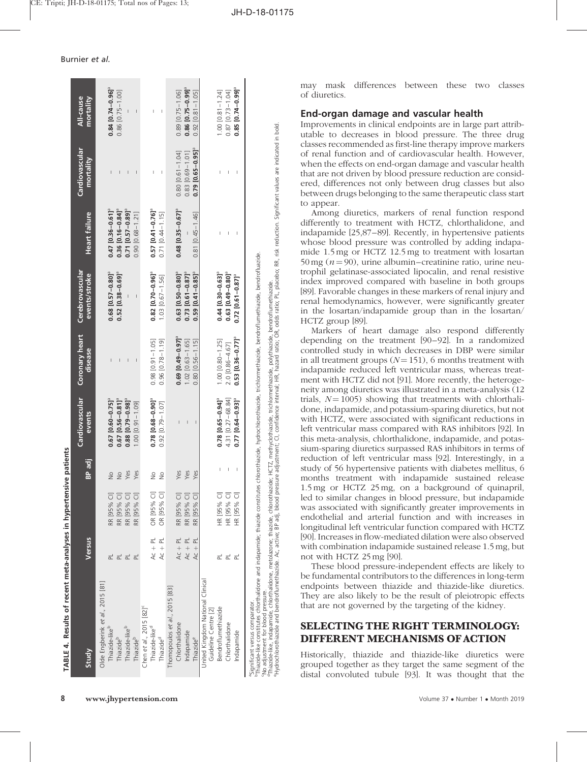TABLE 4. Results of recent meta-analyses in hypertensive patients

| Study | Versus | | BP adj | Cardiovascular events | Coronary heart disease | Cerebrovascular events/stroke | Heart failure | Cardiovascular mortality | All-cause mortality |
|---|---|---|---|---|---|---|---|---|---|
| Olde Engberink *et al.*, 2015 [81] | | | | | | | | | |
| Thiazide-like[b] | PL | RR [95% CI] | No | **0.67 [0.60–0.75]**[a] | – | **0.68 [0.57–0.80]**[a] | **0.47 [0.36–0.61]**[a] | – | **0.84 [0.74–0.96]**[a] |
| Thiazide[b] | PL | RR [95% CI] | No | **0.67 [0.56–0.81]**[a] | – | **0.52 [0.38–0.69]**[a] | **0.36 [0.16–0.84]**[a] | – | 0.86 [0.75–1.00] |
| Thiazide-like[b] | PL | RR [95% CI] | Yes | **0.88 [0.79–0.98]**[a] | – | – | **0.71 [0.57–0.89]**[a] | – | – |
| Thiazide[b] | PL | RR [95% CI] | Yes | 1.00 [0.91–1.09] | – | – | 0.90 [0.68–1.21] | – | – |
| Chen *et al.*, 2015 [82][c] | | | | | | | | | |
| Thiazide-like[d] | Ac + PL | OR [95% CI] | No | **0.78 [0.68–0.90]**[a] | 0.98 [0.91–1.05] | **0.82 [0.70–0.96]**[a] | **0.57 [0.41–0.76]**[a] | – | – |
| Thiazide[d] | Ac + PL | OR [95% CI] | No | 0.92 [0.79–1.07] | 0.96 [0.78–1.19] | 1.03 [0.67–1.56] | 0.71 [0.44–1.15] | – | – |
| Thomopoulos *et al.*, 2015 [83] | | | | | | | | | |
| Chlorthalidone | Ac + PL | RR [95% CI] | Yes | – | **0.69 [0.49–0.97]**[a] | **0.63 [0.50–0.80]**[a] | **0.48 [0.35–0.67]**[a] | 0.80 [0.61–1.04] | 0.89 [0.75–1.06] |
| Indapamide | Ac + PL | RR [95% CI] | Yes | – | 1.02 [0.63–1.65] | **0.73 [0.61–0.87]**[a] | – | 0.83 [0.69–1.01] | **0.86 [0.75–0.99]**[a] |
| Thiazide[e] | Ac + PL | RR [95% CI] | Yes | – | 0.80 [0.56–1.15] | **0.59 [0.41–0.85]**[a] | 0.81 [0.45–1.46] | **0.79 [0.65–0.95]**[a] | 0.92 [0.81–1.05] |
| United Kingdom National Clinical Guideline Centre [2] | | | | | | | | | |
| Bendroflumethiazide | PL | HR [95% CI] | – | **0.78 [0.65–0.94]**[a] | 1.00 [0.80–1.25] | **0.44 [0.30–0.63]**[a] | – | – | 1.00 [0.81–1.24] |
| Chlorthalidone | PL | HR [95% CI] | – | 4.31 [0.27–68.84] | 2.0 [0.86–4.67] | **0.63 [0.49–0.80]**[a] | – | – | 0.87 [0.73–1.04] |
| Indapamide | PL | HR [95% CI] | – | **0.77 [0.64–0.93]**[a] | **0.53 [0.36–0.77]**[a] | **0.72 [0.61–0.87]**[a] | – | – | **0.85 [0.74–0.99]**[a] |

[a]Significant versus comparator.
[b]Thiazide-like constitutes chlorthalidone and indapamide; thiazide constitutes chlorothiazide, hydrochlorothiazide, trichlormethiazide, bendroflumethiazide, bendrofluazide.
[c]No adjustment for blood pressure.
[d]Thiazide-like, indapamide, chlorthalidone, metolazone; thiazide, chlorothiazide; HCTZ, methyclothiazide, trichlormethiazide, polythiazide, bendroflumethiazide.
[e]Hydrochlorothiazide and bendroflumethiazide. Ac, active; BP adj, blood pressure adjustment; CI, confidence interval; HR, hazard ratio; OR, odds ratio; PL, placebo; RR, risk reduction. Significant values are indicated in bold.

may mask differences between these two classes of diuretics.

## End-organ damage and vascular health

Improvements in clinical endpoints are in large part attributable to decreases in blood pressure. The three drug classes recommended as first-line therapy improve markers of renal function and of cardiovascular health. However, when the effects on end-organ damage and vascular health that are not driven by blood pressure reduction are considered, differences not only between drug classes but also between drugs belonging to the same therapeutic class start to appear.

Among diuretics, markers of renal function respond differently to treatment with HCTZ, chlorthalidone, and indapamide [25,87–89]. Recently, in hypertensive patients whose blood pressure was controlled by adding indapamide 1.5 mg or HCTZ 12.5 mg to treatment with losartan 50 mg ($n = 90$), urine albumin–creatinine ratio, urine neutrophil gelatinase-associated lipocalin, and renal resistive index improved compared with baseline in both groups [89]. Favorable changes in these markers of renal injury and renal hemodynamics, however, were significantly greater in the losartan/indapamide group than in the losartan/HCTZ group [89].

Markers of heart damage also respond differently depending on the treatment [90–92]. In a randomized controlled study in which decreases in DBP were similar in all treatment groups ($N = 151$), 6 months treatment with indapamide reduced left ventricular mass, whereas treatment with HCTZ did not [91]. More recently, the heterogeneity among diuretics was illustrated in a meta-analysis (12 trials, $N = 1005$) showing that treatments with chlorthalidone, indapamide, and potassium-sparing diuretics, but not with HCTZ, were associated with significant reductions in left ventricular mass compared with RAS inhibitors [92]. In this meta-analysis, chlorthalidone, indapamide, and potassium-sparing diuretics surpassed RAS inhibitors in terms of reduction of left ventricular mass [92]. Interestingly, in a study of 56 hypertensive patients with diabetes mellitus, 6 months treatment with indapamide sustained release 1.5 mg or HCTZ 25 mg, on a background of quinapril, led to similar changes in blood pressure, but indapamide was associated with significantly greater improvements in endothelial and arterial function and with increases in longitudinal left ventricular function compared with HCTZ [90]. Increases in flow-mediated dilation were also observed with combination indapamide sustained release 1.5 mg, but not with HCTZ 25 mg [90].

These blood pressure-independent effects are likely to be fundamental contributors to the differences in long-term endpoints between thiazide and thiazide-like diuretics. They are also likely to be the result of pleiotropic effects that are not governed by the targeting of the kidney.

# SELECTING THE RIGHT TERMINOLOGY: DIFFERENT MECHANISMS OF ACTION

Historically, thiazide and thiazide-like diuretics were grouped together as they target the same segment of the distal convoluted tubule [93]. It was thought that the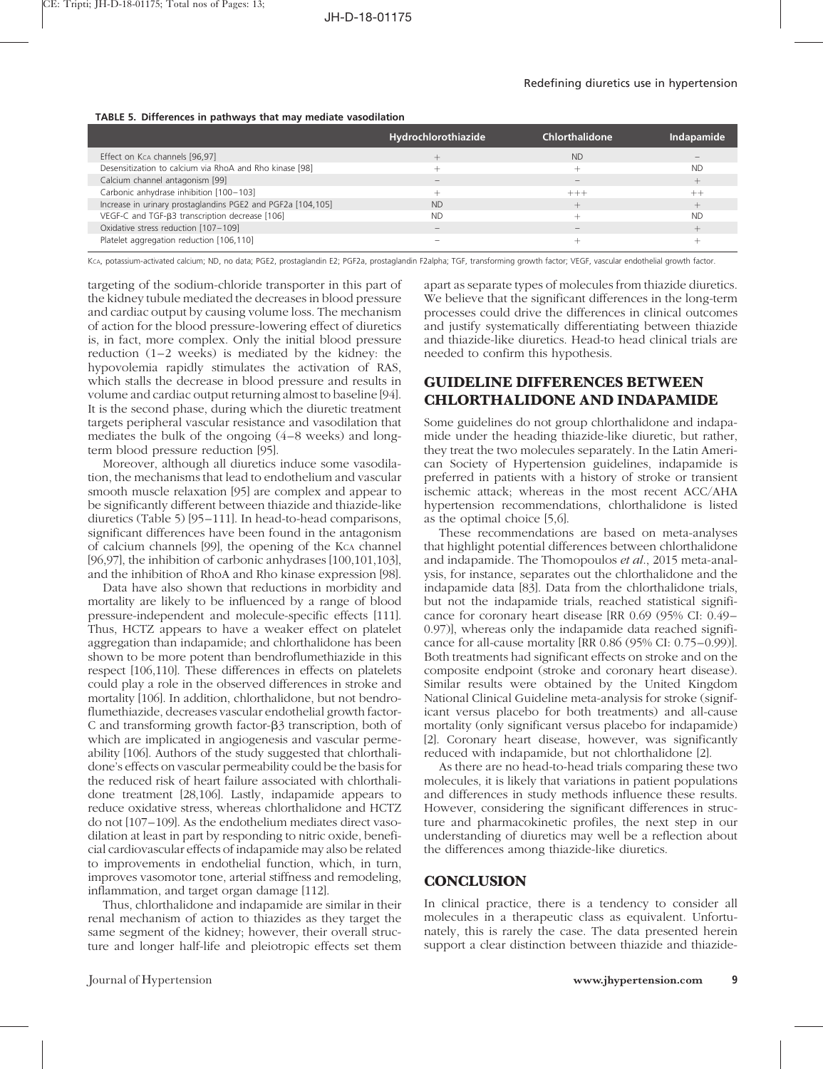TABLE 5. Differences in pathways that may mediate vasodilation

| | Hydrochlorothiazide | Chlorthalidone | Indapamide |
|---|---|---|---|
| Effect on KCA channels [96,97] | + | ND | – |
| Desensitization to calcium via RhoA and Rho kinase [98] | + | + | ND |
| Calcium channel antagonism [99] | – | – | + |
| Carbonic anhydrase inhibition [100–103] | + | +++ | ++ |
| Increase in urinary prostaglandins PGE2 and PGF2a [104,105] | ND | + | + |
| VEGF-C and TGF-β3 transcription decrease [106] | ND | + | ND |
| Oxidative stress reduction [107–109] | – | – | + |
| Platelet aggregation reduction [106,110] | – | + | + |

KCA, potassium-activated calcium; ND, no data; PGE2, prostaglandin E2; PGF2a, prostaglandin F2alpha; TGF, transforming growth factor; VEGF, vascular endothelial growth factor.

targeting of the sodium-chloride transporter in this part of the kidney tubule mediated the decreases in blood pressure and cardiac output by causing volume loss. The mechanism of action for the blood pressure-lowering effect of diuretics is, in fact, more complex. Only the initial blood pressure reduction (1–2 weeks) is mediated by the kidney: the hypovolemia rapidly stimulates the activation of RAS, which stalls the decrease in blood pressure and results in volume and cardiac output returning almost to baseline [94]. It is the second phase, during which the diuretic treatment targets peripheral vascular resistance and vasodilation that mediates the bulk of the ongoing (4–8 weeks) and long-term blood pressure reduction [95].

Moreover, although all diuretics induce some vasodilation, the mechanisms that lead to endothelium and vascular smooth muscle relaxation [95] are complex and appear to be significantly different between thiazide and thiazide-like diuretics (Table 5) [95–111]. In head-to-head comparisons, significant differences have been found in the antagonism of calcium channels [99], the opening of the KCA channel [96,97], the inhibition of carbonic anhydrases [100,101,103], and the inhibition of RhoA and Rho kinase expression [98].

Data have also shown that reductions in morbidity and mortality are likely to be influenced by a range of blood pressure-independent and molecule-specific effects [111]. Thus, HCTZ appears to have a weaker effect on platelet aggregation than indapamide; and chlorthalidone has been shown to be more potent than bendroflumethiazide in this respect [106,110]. These differences in effects on platelets could play a role in the observed differences in stroke and mortality [106]. In addition, chlorthalidone, but not bendroflumethiazide, decreases vascular endothelial growth factor-C and transforming growth factor-β3 transcription, both of which are implicated in angiogenesis and vascular permeability [106]. Authors of the study suggested that chlorthalidone's effects on vascular permeability could be the basis for the reduced risk of heart failure associated with chlorthalidone treatment [28,106]. Lastly, indapamide appears to reduce oxidative stress, whereas chlorthalidone and HCTZ do not [107–109]. As the endothelium mediates direct vasodilation at least in part by responding to nitric oxide, beneficial cardiovascular effects of indapamide may also be related to improvements in endothelial function, which, in turn, improves vasomotor tone, arterial stiffness and remodeling, inflammation, and target organ damage [112].

Thus, chlorthalidone and indapamide are similar in their renal mechanism of action to thiazides as they target the same segment of the kidney; however, their overall structure and longer half-life and pleiotropic effects set them apart as separate types of molecules from thiazide diuretics. We believe that the significant differences in the long-term processes could drive the differences in clinical outcomes and justify systematically differentiating between thiazide and thiazide-like diuretics. Head-to head clinical trials are needed to confirm this hypothesis.

## GUIDELINE DIFFERENCES BETWEEN CHLORTHALIDONE AND INDAPAMIDE

Some guidelines do not group chlorthalidone and indapamide under the heading thiazide-like diuretic, but rather, they treat the two molecules separately. In the Latin American Society of Hypertension guidelines, indapamide is preferred in patients with a history of stroke or transient ischemic attack; whereas in the most recent ACC/AHA hypertension recommendations, chlorthalidone is listed as the optimal choice [5,6].

These recommendations are based on meta-analyses that highlight potential differences between chlorthalidone and indapamide. The Thomopoulos *et al.*, 2015 meta-analysis, for instance, separates out the chlorthalidone and the indapamide data [83]. Data from the chlorthalidone trials, but not the indapamide trials, reached statistical significance for coronary heart disease [RR 0.69 (95% CI: 0.49–0.97)], whereas only the indapamide data reached significance for all-cause mortality [RR 0.86 (95% CI: 0.75–0.99)]. Both treatments had significant effects on stroke and on the composite endpoint (stroke and coronary heart disease). Similar results were obtained by the United Kingdom National Clinical Guideline meta-analysis for stroke (significant versus placebo for both treatments) and all-cause mortality (only significant versus placebo for indapamide) [2]. Coronary heart disease, however, was significantly reduced with indapamide, but not chlorthalidone [2].

As there are no head-to-head trials comparing these two molecules, it is likely that variations in patient populations and differences in study methods influence these results. However, considering the significant differences in structure and pharmacokinetic profiles, the next step in our understanding of diuretics may well be a reflection about the differences among thiazide-like diuretics.

## CONCLUSION

In clinical practice, there is a tendency to consider all molecules in a therapeutic class as equivalent. Unfortunately, this is rarely the case. The data presented herein support a clear distinction between thiazide and thiazide-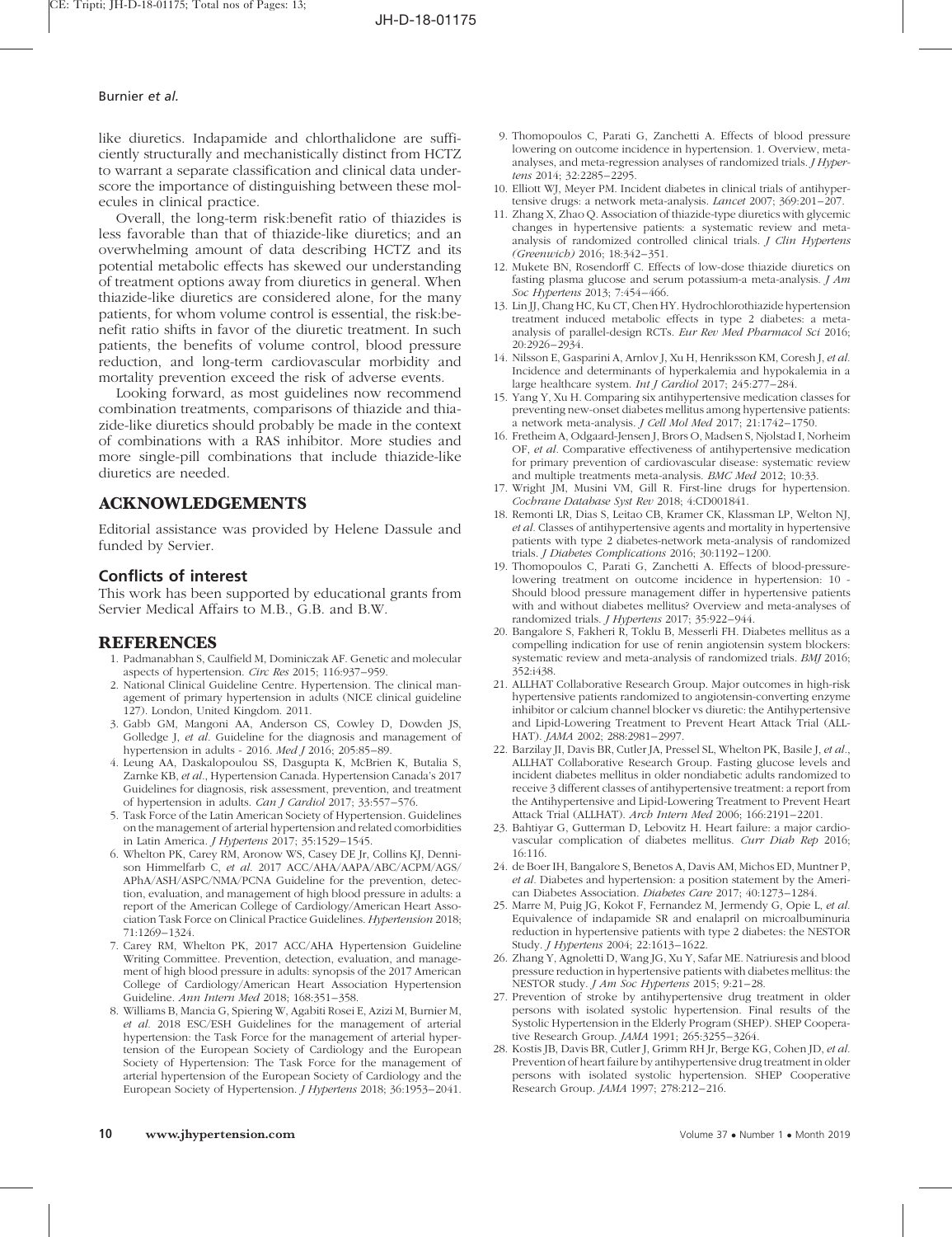like diuretics. Indapamide and chlorthalidone are sufficiently structurally and mechanistically distinct from HCTZ to warrant a separate classification and clinical data underscore the importance of distinguishing between these molecules in clinical practice.

Overall, the long-term risk:benefit ratio of thiazides is less favorable than that of thiazide-like diuretics; and an overwhelming amount of data describing HCTZ and its potential metabolic effects has skewed our understanding of treatment options away from diuretics in general. When thiazide-like diuretics are considered alone, for the many patients, for whom volume control is essential, the risk:benefit ratio shifts in favor of the diuretic treatment. In such patients, the benefits of volume control, blood pressure reduction, and long-term cardiovascular morbidity and mortality prevention exceed the risk of adverse events.

Looking forward, as most guidelines now recommend combination treatments, comparisons of thiazide and thiazide-like diuretics should probably be made in the context of combinations with a RAS inhibitor. More studies and more single-pill combinations that include thiazide-like diuretics are needed.

## ACKNOWLEDGEMENTS

Editorial assistance was provided by Helene Dassule and funded by Servier.

### Conflicts of interest

This work has been supported by educational grants from Servier Medical Affairs to M.B., G.B. and B.W.

## REFERENCES

1. Padmanabhan S, Caulfield M, Dominiczak AF. Genetic and molecular aspects of hypertension. *Circ Res* 2015; 116:937–959.
2. National Clinical Guideline Centre. Hypertension. The clinical management of primary hypertension in adults (NICE clinical guideline 127). London, United Kingdom. 2011.
3. Gabb GM, Mangoni AA, Anderson CS, Cowley D, Dowden JS, Golledge J, *et al*. Guideline for the diagnosis and management of hypertension in adults - 2016. *Med J* 2016; 205:85–89.
4. Leung AA, Daskalopoulou SS, Dasgupta K, McBrien K, Butalia S, Zarnke KB, *et al*., Hypertension Canada. Hypertension Canada's 2017 Guidelines for diagnosis, risk assessment, prevention, and treatment of hypertension in adults. *Can J Cardiol* 2017; 33:557–576.
5. Task Force of the Latin American Society of Hypertension. Guidelines on the management of arterial hypertension and related comorbidities in Latin America. *J Hypertens* 2017; 35:1529–1545.
6. Whelton PK, Carey RM, Aronow WS, Casey DE Jr, Collins KJ, Dennison Himmelfarb C, *et al*. 2017 ACC/AHA/AAPA/ABC/ACPM/AGS/APhA/ASH/ASPC/NMA/PCNA Guideline for the prevention, detection, evaluation, and management of high blood pressure in adults: a report of the American College of Cardiology/American Heart Association Task Force on Clinical Practice Guidelines. *Hypertension* 2018; 71:1269–1324.
7. Carey RM, Whelton PK, 2017 ACC/AHA Hypertension Guideline Writing Committee. Prevention, detection, evaluation, and management of high blood pressure in adults: synopsis of the 2017 American College of Cardiology/American Heart Association Hypertension Guideline. *Ann Intern Med* 2018; 168:351–358.
8. Williams B, Mancia G, Spiering W, Agabiti Rosei E, Azizi M, Burnier M, *et al*. 2018 ESC/ESH Guidelines for the management of arterial hypertension: the Task Force for the management of arterial hypertension of the European Society of Cardiology and the European Society of Hypertension: The Task Force for the management of arterial hypertension of the European Society of Cardiology and the European Society of Hypertension. *J Hypertens* 2018; 36:1953–2041.
9. Thomopoulos C, Parati G, Zanchetti A. Effects of blood pressure lowering on outcome incidence in hypertension. 1. Overview, meta-analyses, and meta-regression analyses of randomized trials. *J Hypertens* 2014; 32:2285–2295.
10. Elliott WJ, Meyer PM. Incident diabetes in clinical trials of antihypertensive drugs: a network meta-analysis. *Lancet* 2007; 369:201–207.
11. Zhang X, Zhao Q. Association of thiazide-type diuretics with glycemic changes in hypertensive patients: a systematic review and meta-analysis of randomized controlled clinical trials. *J Clin Hypertens (Greenwich)* 2016; 18:342–351.
12. Mukete BN, Rosendorff C. Effects of low-dose thiazide diuretics on fasting plasma glucose and serum potassium-a meta-analysis. *J Am Soc Hypertens* 2013; 7:454–466.
13. Lin JJ, Chang HC, Ku CT, Chen HY. Hydrochlorothiazide hypertension treatment induced metabolic effects in type 2 diabetes: a meta-analysis of parallel-design RCTs. *Eur Rev Med Pharmacol Sci* 2016; 20:2926–2934.
14. Nilsson E, Gasparini A, Arnlov J, Xu H, Henriksson KM, Coresh J, *et al*. Incidence and determinants of hyperkalemia and hypokalemia in a large healthcare system. *Int J Cardiol* 2017; 245:277–284.
15. Yang Y, Xu H. Comparing six antihypertensive medication classes for preventing new-onset diabetes mellitus among hypertensive patients: a network meta-analysis. *J Cell Mol Med* 2017; 21:1742–1750.
16. Fretheim A, Odgaard-Jensen J, Brors O, Madsen S, Njolstad I, Norheim OF, *et al*. Comparative effectiveness of antihypertensive medication for primary prevention of cardiovascular disease: systematic review and multiple treatments meta-analysis. *BMC Med* 2012; 10:33.
17. Wright JM, Musini VM, Gill R. First-line drugs for hypertension. *Cochrane Database Syst Rev* 2018; 4:CD001841.
18. Remonti LR, Dias S, Leitao CB, Kramer CK, Klassman LP, Welton NJ, *et al*. Classes of antihypertensive agents and mortality in hypertensive patients with type 2 diabetes-network meta-analysis of randomized trials. *J Diabetes Complications* 2016; 30:1192–1200.
19. Thomopoulos C, Parati G, Zanchetti A. Effects of blood-pressure-lowering treatment on outcome incidence in hypertension: 10 - Should blood pressure management differ in hypertensive patients with and without diabetes mellitus? Overview and meta-analyses of randomized trials. *J Hypertens* 2017; 35:922–944.
20. Bangalore S, Fakheri R, Toklu B, Messerli FH. Diabetes mellitus as a compelling indication for use of renin angiotensin system blockers: systematic review and meta-analysis of randomized trials. *BMJ* 2016; 352:i438.
21. ALLHAT Collaborative Research Group. Major outcomes in high-risk hypertensive patients randomized to angiotensin-converting enzyme inhibitor or calcium channel blocker vs diuretic: the Antihypertensive and Lipid-Lowering Treatment to Prevent Heart Attack Trial (ALLHAT). *JAMA* 2002; 288:2981–2997.
22. Barzilay JI, Davis BR, Cutler JA, Pressel SL, Whelton PK, Basile J, *et al*., ALLHAT Collaborative Research Group. Fasting glucose levels and incident diabetes mellitus in older nondiabetic adults randomized to receive 3 different classes of antihypertensive treatment: a report from the Antihypertensive and Lipid-Lowering Treatment to Prevent Heart Attack Trial (ALLHAT). *Arch Intern Med* 2006; 166:2191–2201.
23. Bahtiyar G, Gutterman D, Lebovitz H. Heart failure: a major cardiovascular complication of diabetes mellitus. *Curr Diab Rep* 2016; 16:116.
24. de Boer IH, Bangalore S, Benetos A, Davis AM, Michos ED, Muntner P, *et al*. Diabetes and hypertension: a position statement by the American Diabetes Association. *Diabetes Care* 2017; 40:1273–1284.
25. Marre M, Puig JG, Kokot F, Fernandez M, Jermendy G, Opie L, *et al*. Equivalence of indapamide SR and enalapril on microalbuminuria reduction in hypertensive patients with type 2 diabetes: the NESTOR Study. *J Hypertens* 2004; 22:1613–1622.
26. Zhang Y, Agnoletti D, Wang JG, Xu Y, Safar ME. Natriuresis and blood pressure reduction in hypertensive patients with diabetes mellitus: the NESTOR study. *J Am Soc Hypertens* 2015; 9:21–28.
27. Prevention of stroke by antihypertensive drug treatment in older persons with isolated systolic hypertension. Final results of the Systolic Hypertension in the Elderly Program (SHEP). SHEP Cooperative Research Group. *JAMA* 1991; 265:3255–3264.
28. Kostis JB, Davis BR, Cutler J, Grimm RH Jr, Berge KG, Cohen JD, *et al*. Prevention of heart failure by antihypertensive drug treatment in older persons with isolated systolic hypertension. SHEP Cooperative Research Group. *JAMA* 1997; 278:212–216.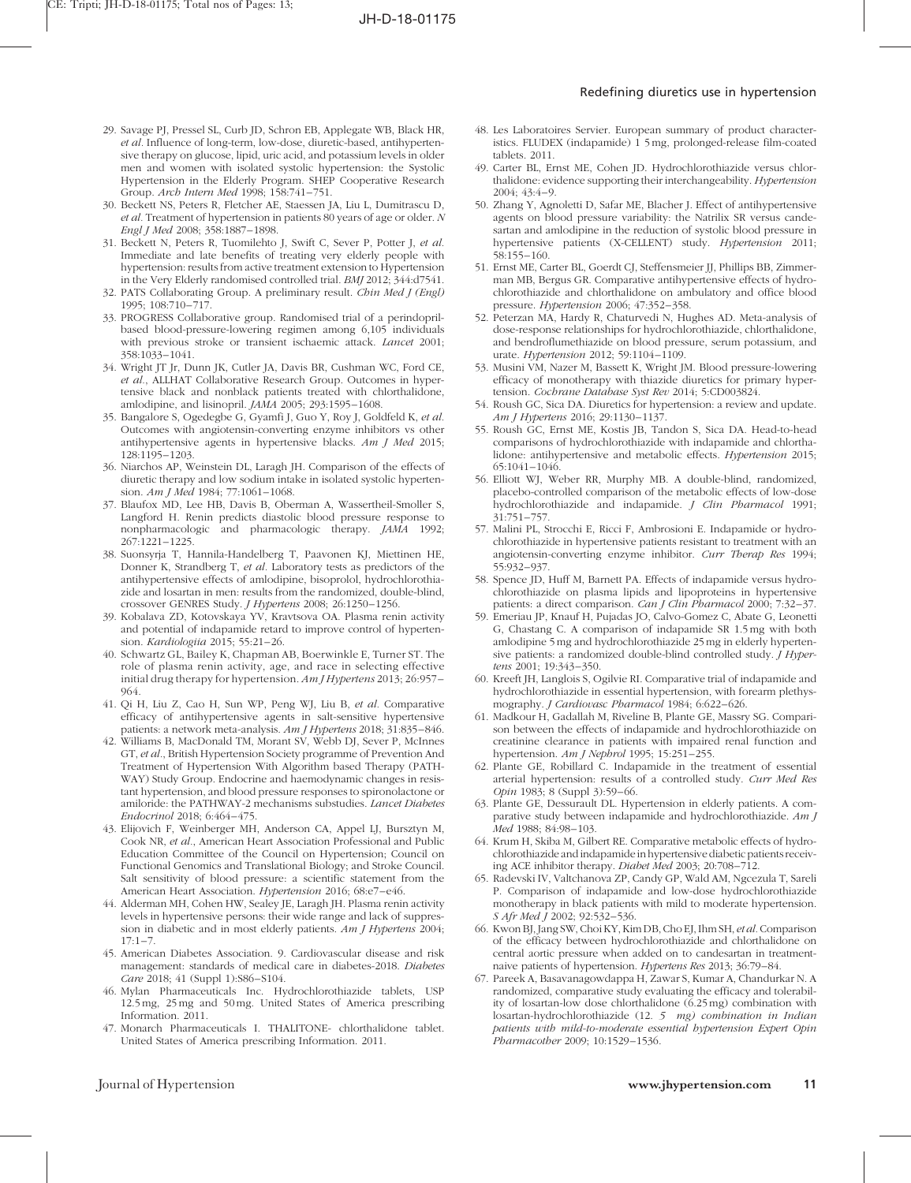29. Savage PJ, Pressel SL, Curb JD, Schron EB, Applegate WB, Black HR, *et al*. Influence of long-term, low-dose, diuretic-based, antihypertensive therapy on glucose, lipid, uric acid, and potassium levels in older men and women with isolated systolic hypertension: the Systolic Hypertension in the Elderly Program. SHEP Cooperative Research Group. *Arch Intern Med* 1998; 158:741–751.
30. Beckett NS, Peters R, Fletcher AE, Staessen JA, Liu L, Dumitrascu D, *et al*. Treatment of hypertension in patients 80 years of age or older. *N Engl J Med* 2008; 358:1887–1898.
31. Beckett N, Peters R, Tuomilehto J, Swift C, Sever P, Potter J, *et al*. Immediate and late benefits of treating very elderly people with hypertension: results from active treatment extension to Hypertension in the Very Elderly randomised controlled trial. *BMJ* 2012; 344:d7541.
32. PATS Collaborating Group. A preliminary result. *Chin Med J (Engl)* 1995; 108:710–717.
33. PROGRESS Collaborative group. Randomised trial of a perindopril-based blood-pressure-lowering regimen among 6,105 individuals with previous stroke or transient ischaemic attack. *Lancet* 2001; 358:1033–1041.
34. Wright JT Jr, Dunn JK, Cutler JA, Davis BR, Cushman WC, Ford CE, *et al*., ALLHAT Collaborative Research Group. Outcomes in hypertensive black and nonblack patients treated with chlorthalidone, amlodipine, and lisinopril. *JAMA* 2005; 293:1595–1608.
35. Bangalore S, Ogedegbe G, Gyamfi J, Guo Y, Roy J, Goldfeld K, *et al*. Outcomes with angiotensin-converting enzyme inhibitors vs other antihypertensive agents in hypertensive blacks. *Am J Med* 2015; 128:1195–1203.
36. Niarchos AP, Weinstein DL, Laragh JH. Comparison of the effects of diuretic therapy and low sodium intake in isolated systolic hypertension. *Am J Med* 1984; 77:1061–1068.
37. Blaufox MD, Lee HB, Davis B, Oberman A, Wassertheil-Smoller S, Langford H. Renin predicts diastolic blood pressure response to nonpharmacologic and pharmacologic therapy. *JAMA* 1992; 267:1221–1225.
38. Suonsyrja T, Hannila-Handelberg T, Paavonen KJ, Miettinen HE, Donner K, Strandberg T, *et al*. Laboratory tests as predictors of the antihypertensive effects of amlodipine, bisoprolol, hydrochlorothiazide and losartan in men: results from the randomized, double-blind, crossover GENRES Study. *J Hypertens* 2008; 26:1250–1256.
39. Kobalava ZD, Kotovskaya YV, Kravtsova OA. Plasma renin activity and potential of indapamide retard to improve control of hypertension. *Kardiologiia* 2015; 55:21–26.
40. Schwartz GL, Bailey K, Chapman AB, Boerwinkle E, Turner ST. The role of plasma renin activity, age, and race in selecting effective initial drug therapy for hypertension. *Am J Hypertens* 2013; 26:957–964.
41. Qi H, Liu Z, Cao H, Sun WP, Peng WJ, Liu B, *et al*. Comparative efficacy of antihypertensive agents in salt-sensitive hypertensive patients: a network meta-analysis. *Am J Hypertens* 2018; 31:835–846.
42. Williams B, MacDonald TM, Morant SV, Webb DJ, Sever P, McInnes GT, *et al*., British Hypertension Society programme of Prevention And Treatment of Hypertension With Algorithm based Therapy (PATHWAY) Study Group. Endocrine and haemodynamic changes in resistant hypertension, and blood pressure responses to spironolactone or amiloride: the PATHWAY-2 mechanisms substudies. *Lancet Diabetes Endocrinol* 2018; 6:464–475.
43. Elijovich F, Weinberger MH, Anderson CA, Appel LJ, Bursztyn M, Cook NR, *et al*., American Heart Association Professional and Public Education Committee of the Council on Hypertension; Council on Functional Genomics and Translational Biology; and Stroke Council. Salt sensitivity of blood pressure: a scientific statement from the American Heart Association. *Hypertension* 2016; 68:e7–e46.
44. Alderman MH, Cohen HW, Sealey JE, Laragh JH. Plasma renin activity levels in hypertensive persons: their wide range and lack of suppression in diabetic and in most elderly patients. *Am J Hypertens* 2004; 17:1–7.
45. American Diabetes Association. 9. Cardiovascular disease and risk management: standards of medical care in diabetes-2018. *Diabetes Care* 2018; 41 (Suppl 1):S86–S104.
46. Mylan Pharmaceuticals Inc. Hydrochlorothiazide tablets, USP 12.5 mg, 25 mg and 50 mg. United States of America prescribing Information. 2011.
47. Monarch Pharmaceuticals I. THALITONE- chlorthalidone tablet. United States of America prescribing Information. 2011.
48. Les Laboratoires Servier. European summary of product characteristics. FLUDEX (indapamide) 1 5 mg, prolonged-release film-coated tablets. 2011.
49. Carter BL, Ernst ME, Cohen JD. Hydrochlorothiazide versus chlorthalidone: evidence supporting their interchangeability. *Hypertension* 2004; 43:4–9.
50. Zhang Y, Agnoletti D, Safar ME, Blacher J. Effect of antihypertensive agents on blood pressure variability: the Natrilix SR versus candesartan and amlodipine in the reduction of systolic blood pressure in hypertensive patients (X-CELLENT) study. *Hypertension* 2011; 58:155–160.
51. Ernst ME, Carter BL, Goerdt CJ, Steffensmeier JJ, Phillips BB, Zimmerman MB, Bergus GR. Comparative antihypertensive effects of hydrochlorothiazide and chlorthalidone on ambulatory and office blood pressure. *Hypertension* 2006; 47:352–358.
52. Peterzan MA, Hardy R, Chaturvedi N, Hughes AD. Meta-analysis of dose-response relationships for hydrochlorothiazide, chlorthalidone, and bendroflumethiazide on blood pressure, serum potassium, and urate. *Hypertension* 2012; 59:1104–1109.
53. Musini VM, Nazer M, Bassett K, Wright JM. Blood pressure-lowering efficacy of monotherapy with thiazide diuretics for primary hypertension. *Cochrane Database Syst Rev* 2014; 5:CD003824.
54. Roush GC, Sica DA. Diuretics for hypertension: a review and update. *Am J Hypertens* 2016; 29:1130–1137.
55. Roush GC, Ernst ME, Kostis JB, Tandon S, Sica DA. Head-to-head comparisons of hydrochlorothiazide with indapamide and chlorthalidone: antihypertensive and metabolic effects. *Hypertension* 2015; 65:1041–1046.
56. Elliott WJ, Weber RR, Murphy MB. A double-blind, randomized, placebo-controlled comparison of the metabolic effects of low-dose hydrochlorothiazide and indapamide. *J Clin Pharmacol* 1991; 31:751–757.
57. Malini PL, Strocchi E, Ricci F, Ambrosioni E. Indapamide or hydrochlorothiazide in hypertensive patients resistant to treatment with an angiotensin-converting enzyme inhibitor. *Curr Therap Res* 1994; 55:932–937.
58. Spence JD, Huff M, Barnett PA. Effects of indapamide versus hydrochlorothiazide on plasma lipids and lipoproteins in hypertensive patients: a direct comparison. *Can J Clin Pharmacol* 2000; 7:32–37.
59. Emeriau JP, Knauf H, Pujadas JO, Calvo-Gomez C, Abate G, Leonetti G, Chastang C. A comparison of indapamide SR 1.5 mg with both amlodipine 5 mg and hydrochlorothiazide 25 mg in elderly hypertensive patients: a randomized double-blind controlled study. *J Hypertens* 2001; 19:343–350.
60. Kreeft JH, Langlois S, Ogilvie RI. Comparative trial of indapamide and hydrochlorothiazide in essential hypertension, with forearm plethysmography. *J Cardiovasc Pharmacol* 1984; 6:622–626.
61. Madkour H, Gadallah M, Riveline B, Plante GE, Massry SG. Comparison between the effects of indapamide and hydrochlorothiazide on creatinine clearance in patients with impaired renal function and hypertension. *Am J Nephrol* 1995; 15:251–255.
62. Plante GE, Robillard C. Indapamide in the treatment of essential arterial hypertension: results of a controlled study. *Curr Med Res Opin* 1983; 8 (Suppl 3):59–66.
63. Plante GE, Dessurault DL. Hypertension in elderly patients. A comparative study between indapamide and hydrochlorothiazide. *Am J Med* 1988; 84:98–103.
64. Krum H, Skiba M, Gilbert RE. Comparative metabolic effects of hydrochlorothiazide and indapamide in hypertensive diabetic patients receiving ACE inhibitor therapy. *Diabet Med* 2003; 20:708–712.
65. Radevski IV, Valtchanova ZP, Candy GP, Wald AM, Ngcezula T, Sareli P. Comparison of indapamide and low-dose hydrochlorothiazide monotherapy in black patients with mild to moderate hypertension. *S Afr Med J* 2002; 92:532–536.
66. Kwon BJ, Jang SW, Choi KY, Kim DB, Cho EJ, Ihm SH, *et al*. Comparison of the efficacy between hydrochlorothiazide and chlorthalidone on central aortic pressure when added on to candesartan in treatment-naive patients of hypertension. *Hypertens Res* 2013; 36:79–84.
67. Pareek A, Basavanagowdappa H, Zawar S, Kumar A, Chandurkar N. A randomized, comparative study evaluating the efficacy and tolerability of losartan-low dose chlorthalidone (6.25 mg) combination with losartan-hydrochlorothiazide (12. 5 mg) *combination in Indian patients with mild-to-moderate essential hypertension Expert Opin Pharmacother* 2009; 10:1529–1536.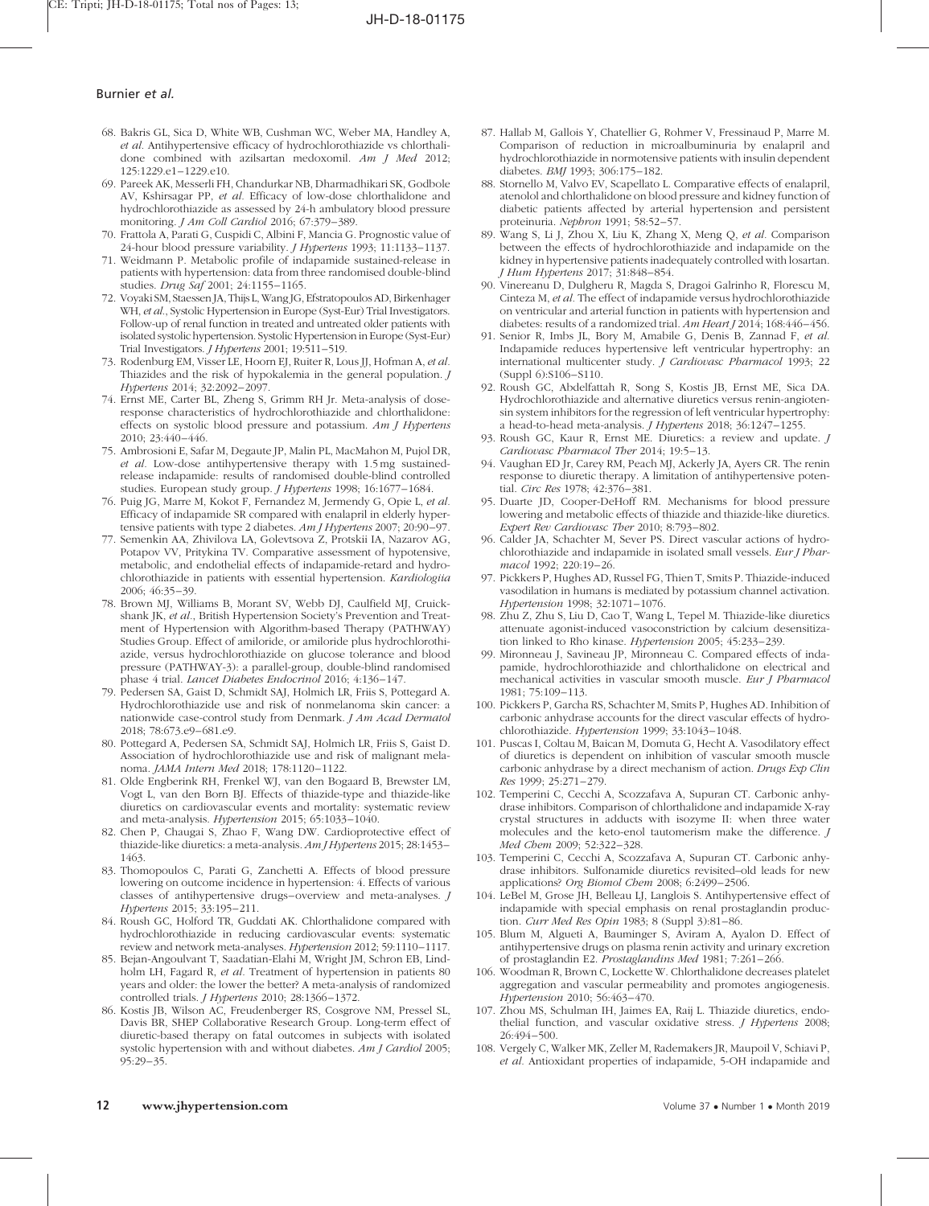68. Bakris GL, Sica D, White WB, Cushman WC, Weber MA, Handley A, *et al.* Antihypertensive efficacy of hydrochlorothiazide vs chlorthalidone combined with azilsartan medoxomil. *Am J Med* 2012; 125:1229.e1–1229.e10.
69. Pareek AK, Messerli FH, Chandurkar NB, Dharmadhikari SK, Godbole AV, Kshirsagar PP, *et al.* Efficacy of low-dose chlorthalidone and hydrochlorothiazide as assessed by 24-h ambulatory blood pressure monitoring. *J Am Coll Cardiol* 2016; 67:379–389.
70. Frattola A, Parati G, Cuspidi C, Albini F, Mancia G. Prognostic value of 24-hour blood pressure variability. *J Hypertens* 1993; 11:1133–1137.
71. Weidmann P. Metabolic profile of indapamide sustained-release in patients with hypertension: data from three randomised double-blind studies. *Drug Saf* 2001; 24:1155–1165.
72. Voyaki SM, Staessen JA, Thijs L, Wang JG, Efstratopoulos AD, Birkenhager WH, *et al.*, Systolic Hypertension in Europe (Syst-Eur) Trial Investigators. Follow-up of renal function in treated and untreated older patients with isolated systolic hypertension. Systolic Hypertension in Europe (Syst-Eur) Trial Investigators. *J Hypertens* 2001; 19:511–519.
73. Rodenburg EM, Visser LE, Hoorn EJ, Ruiter R, Lous JJ, Hofman A, *et al.* Thiazides and the risk of hypokalemia in the general population. *J Hypertens* 2014; 32:2092–2097.
74. Ernst ME, Carter BL, Zheng S, Grimm RH Jr. Meta-analysis of dose-response characteristics of hydrochlorothiazide and chlorthalidone: effects on systolic blood pressure and potassium. *Am J Hypertens* 2010; 23:440–446.
75. Ambrosioni E, Safar M, Degaute JP, Malin PL, MacMahon M, Pujol DR, *et al.* Low-dose antihypertensive therapy with 1.5 mg sustained-release indapamide: results of randomised double-blind controlled studies. European study group. *J Hypertens* 1998; 16:1677–1684.
76. Puig JG, Marre M, Kokot F, Fernandez M, Jermendy G, Opie L, *et al.* Efficacy of indapamide SR compared with enalapril in elderly hypertensive patients with type 2 diabetes. *Am J Hypertens* 2007; 20:90–97.
77. Semenkin AA, Zhivilova LA, Golevtsova Z, Protskii IA, Nazarov AG, Potapov VV, Pritykina TV. Comparative assessment of hypotensive, metabolic, and endothelial effects of indapamide-retard and hydrochlorothiazide in patients with essential hypertension. *Kardiologiia* 2006; 46:35–39.
78. Brown MJ, Williams B, Morant SV, Webb DJ, Caulfield MJ, Cruickshank JK, *et al.*, British Hypertension Society's Prevention and Treatment of Hypertension with Algorithm-based Therapy (PATHWAY) Studies Group. Effect of amiloride, or amiloride plus hydrochlorothiazide, versus hydrochlorothiazide on glucose tolerance and blood pressure (PATHWAY-3): a parallel-group, double-blind randomised phase 4 trial. *Lancet Diabetes Endocrinol* 2016; 4:136–147.
79. Pedersen SA, Gaist D, Schmidt SAJ, Holmich LR, Friis S, Pottegard A. Hydrochlorothiazide use and risk of nonmelanoma skin cancer: a nationwide case-control study from Denmark. *J Am Acad Dermatol* 2018; 78:673.e9–681.e9.
80. Pottegard A, Pedersen SA, Schmidt SAJ, Holmich LR, Friis S, Gaist D. Association of hydrochlorothiazide use and risk of malignant melanoma. *JAMA Intern Med* 2018; 178:1120–1122.
81. Olde Engberink RH, Frenkel WJ, van den Bogaard B, Brewster LM, Vogt L, van den Born BJ. Effects of thiazide-type and thiazide-like diuretics on cardiovascular events and mortality: systematic review and meta-analysis. *Hypertension* 2015; 65:1033–1040.
82. Chen P, Chaugai S, Zhao F, Wang DW. Cardioprotective effect of thiazide-like diuretics: a meta-analysis. *Am J Hypertens* 2015; 28:1453–1463.
83. Thomopoulos C, Parati G, Zanchetti A. Effects of blood pressure lowering on outcome incidence in hypertension: 4. Effects of various classes of antihypertensive drugs–overview and meta-analyses. *J Hypertens* 2015; 33:195–211.
84. Roush GC, Holford TR, Guddati AK. Chlorthalidone compared with hydrochlorothiazide in reducing cardiovascular events: systematic review and network meta-analyses. *Hypertension* 2012; 59:1110–1117.
85. Bejan-Angoulvant T, Saadatian-Elahi M, Wright JM, Schron EB, Lindholm LH, Fagard R, *et al.* Treatment of hypertension in patients 80 years and older: the lower the better? A meta-analysis of randomized controlled trials. *J Hypertens* 2010; 28:1366–1372.
86. Kostis JB, Wilson AC, Freudenberger RS, Cosgrove NM, Pressel SL, Davis BR, SHEP Collaborative Research Group. Long-term effect of diuretic-based therapy on fatal outcomes in subjects with isolated systolic hypertension with and without diabetes. *Am J Cardiol* 2005; 95:29–35.
87. Hallab M, Gallois Y, Chatellier G, Rohmer V, Fressinaud P, Marre M. Comparison of reduction in microalbuminuria by enalapril and hydrochlorothiazide in normotensive patients with insulin dependent diabetes. *BMJ* 1993; 306:175–182.
88. Stornello M, Valvo EV, Scapellato L. Comparative effects of enalapril, atenolol and chlorthalidone on blood pressure and kidney function of diabetic patients affected by arterial hypertension and persistent proteinuria. *Nephron* 1991; 58:52–57.
89. Wang S, Li J, Zhou X, Liu K, Zhang X, Meng Q, *et al.* Comparison between the effects of hydrochlorothiazide and indapamide on the kidney in hypertensive patients inadequately controlled with losartan. *J Hum Hypertens* 2017; 31:848–854.
90. Vinereanu D, Dulgheru R, Magda S, Dragoi Galrinho R, Florescu M, Cinteza M, *et al.* The effect of indapamide versus hydrochlorothiazide on ventricular and arterial function in patients with hypertension and diabetes: results of a randomized trial. *Am Heart J* 2014; 168:446–456.
91. Senior R, Imbs JL, Bory M, Amabile G, Denis B, Zannad F, *et al.* Indapamide reduces hypertensive left ventricular hypertrophy: an international multicenter study. *J Cardiovasc Pharmacol* 1993; 22 (Suppl 6):S106–S110.
92. Roush GC, Abdelfattah R, Song S, Kostis JB, Ernst ME, Sica DA. Hydrochlorothiazide and alternative diuretics versus renin-angiotensin system inhibitors for the regression of left ventricular hypertrophy: a head-to-head meta-analysis. *J Hypertens* 2018; 36:1247–1255.
93. Roush GC, Kaur R, Ernst ME. Diuretics: a review and update. *J Cardiovasc Pharmacol Ther* 2014; 19:5–13.
94. Vaughan ED Jr, Carey RM, Peach MJ, Ackerly JA, Ayers CR. The renin response to diuretic therapy. A limitation of antihypertensive potential. *Circ Res* 1978; 42:376–381.
95. Duarte JD, Cooper-DeHoff RM. Mechanisms for blood pressure lowering and metabolic effects of thiazide and thiazide-like diuretics. *Expert Rev Cardiovasc Ther* 2010; 8:793–802.
96. Calder JA, Schachter M, Sever PS. Direct vascular actions of hydrochlorothiazide and indapamide in isolated small vessels. *Eur J Pharmacol* 1992; 220:19–26.
97. Pickkers P, Hughes AD, Russel FG, Thien T, Smits P. Thiazide-induced vasodilation in humans is mediated by potassium channel activation. *Hypertension* 1998; 32:1071–1076.
98. Zhu Z, Zhu S, Liu D, Cao T, Wang L, Tepel M. Thiazide-like diuretics attenuate agonist-induced vasoconstriction by calcium desensitization linked to Rho kinase. *Hypertension* 2005; 45:233–239.
99. Mironneau J, Savineau JP, Mironneau C. Compared effects of indapamide, hydrochlorothiazide and chlorthalidone on electrical and mechanical activities in vascular smooth muscle. *Eur J Pharmacol* 1981; 75:109–113.
100. Pickkers P, Garcha RS, Schachter M, Smits P, Hughes AD. Inhibition of carbonic anhydrase accounts for the direct vascular effects of hydrochlorothiazide. *Hypertension* 1999; 33:1043–1048.
101. Puscas I, Coltau M, Baican M, Domuta G, Hecht A. Vasodilatory effect of diuretics is dependent on inhibition of vascular smooth muscle carbonic anhydrase by a direct mechanism of action. *Drugs Exp Clin Res* 1999; 25:271–279.
102. Temperini C, Cecchi A, Scozzafava A, Supuran CT. Carbonic anhydrase inhibitors. Comparison of chlorthalidone and indapamide X-ray crystal structures in adducts with isozyme II: when three water molecules and the keto-enol tautomerism make the difference. *J Med Chem* 2009; 52:322–328.
103. Temperini C, Cecchi A, Scozzafava A, Supuran CT. Carbonic anhydrase inhibitors. Sulfonamide diuretics revisited–old leads for new applications? *Org Biomol Chem* 2008; 6:2499–2506.
104. LeBel M, Grose JH, Belleau LJ, Langlois S. Antihypertensive effect of indapamide with special emphasis on renal prostaglandin production. *Curr Med Res Opin* 1983; 8 (Suppl 3):81–86.
105. Blum M, Algueti A, Bauminger S, Aviram A, Ayalon D. Effect of antihypertensive drugs on plasma renin activity and urinary excretion of prostaglandin E2. *Prostaglandins Med* 1981; 7:261–266.
106. Woodman R, Brown C, Lockette W. Chlorthalidone decreases platelet aggregation and vascular permeability and promotes angiogenesis. *Hypertension* 2010; 56:463–470.
107. Zhou MS, Schulman IH, Jaimes EA, Raij L. Thiazide diuretics, endothelial function, and vascular oxidative stress. *J Hypertens* 2008; 26:494–500.
108. Vergely C, Walker MK, Zeller M, Rademakers JR, Maupoil V, Schiavi P, *et al.* Antioxidant properties of indapamide, 5-OH indapamide and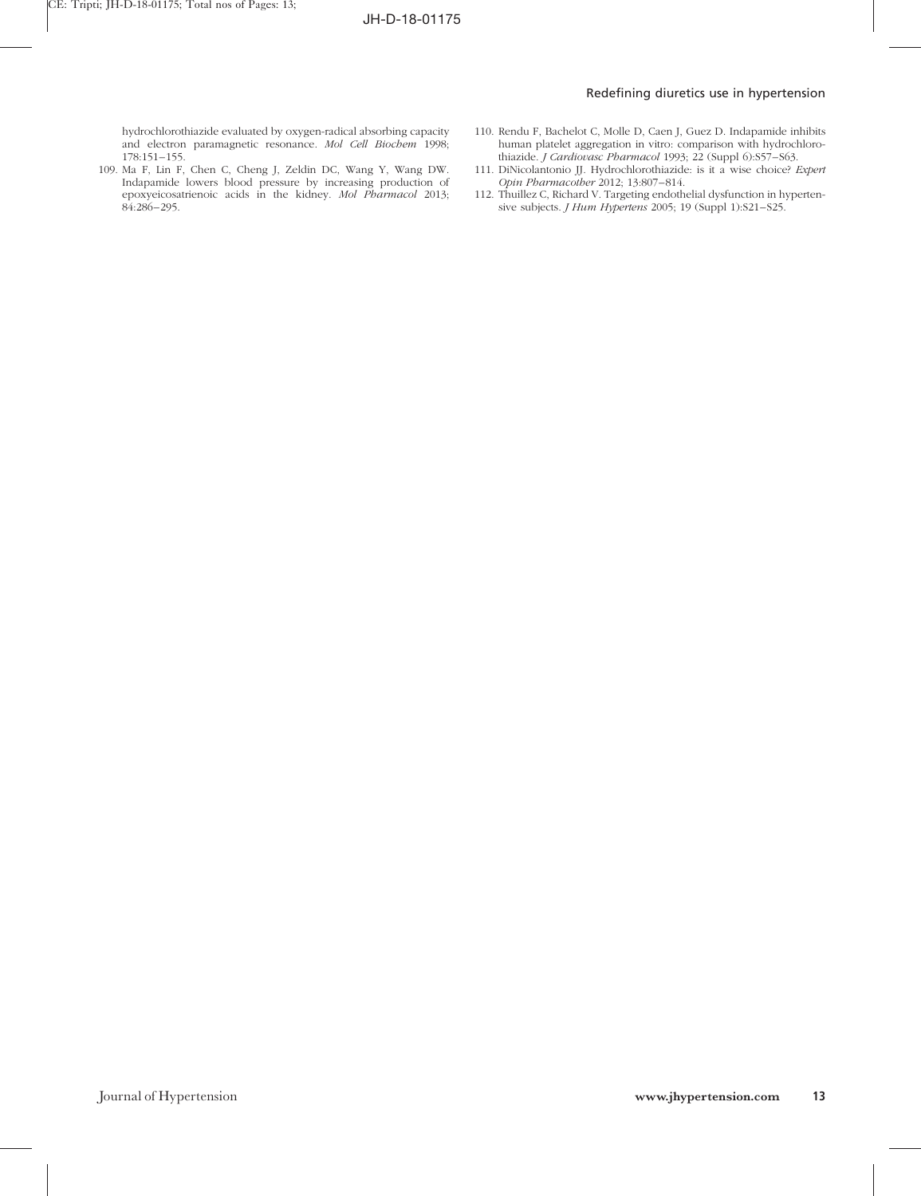hydrochlorothiazide evaluated by oxygen-radical absorbing capacity and electron paramagnetic resonance. *Mol Cell Biochem* 1998; 178:151–155.

109. Ma F, Lin F, Chen C, Cheng J, Zeldin DC, Wang Y, Wang DW. Indapamide lowers blood pressure by increasing production of epoxyeicosatrienoic acids in the kidney. *Mol Pharmacol* 2013; 84:286–295.

110. Rendu F, Bachelot C, Molle D, Caen J, Guez D. Indapamide inhibits human platelet aggregation in vitro: comparison with hydrochlorothiazide. *J Cardiovasc Pharmacol* 1993; 22 (Suppl 6):S57–S63.

111. DiNicolantonio JJ. Hydrochlorothiazide: is it a wise choice? *Expert Opin Pharmacother* 2012; 13:807–814.

112. Thuillez C, Richard V. Targeting endothelial dysfunction in hypertensive subjects. *J Hum Hypertens* 2005; 19 (Suppl 1):S21–S25.